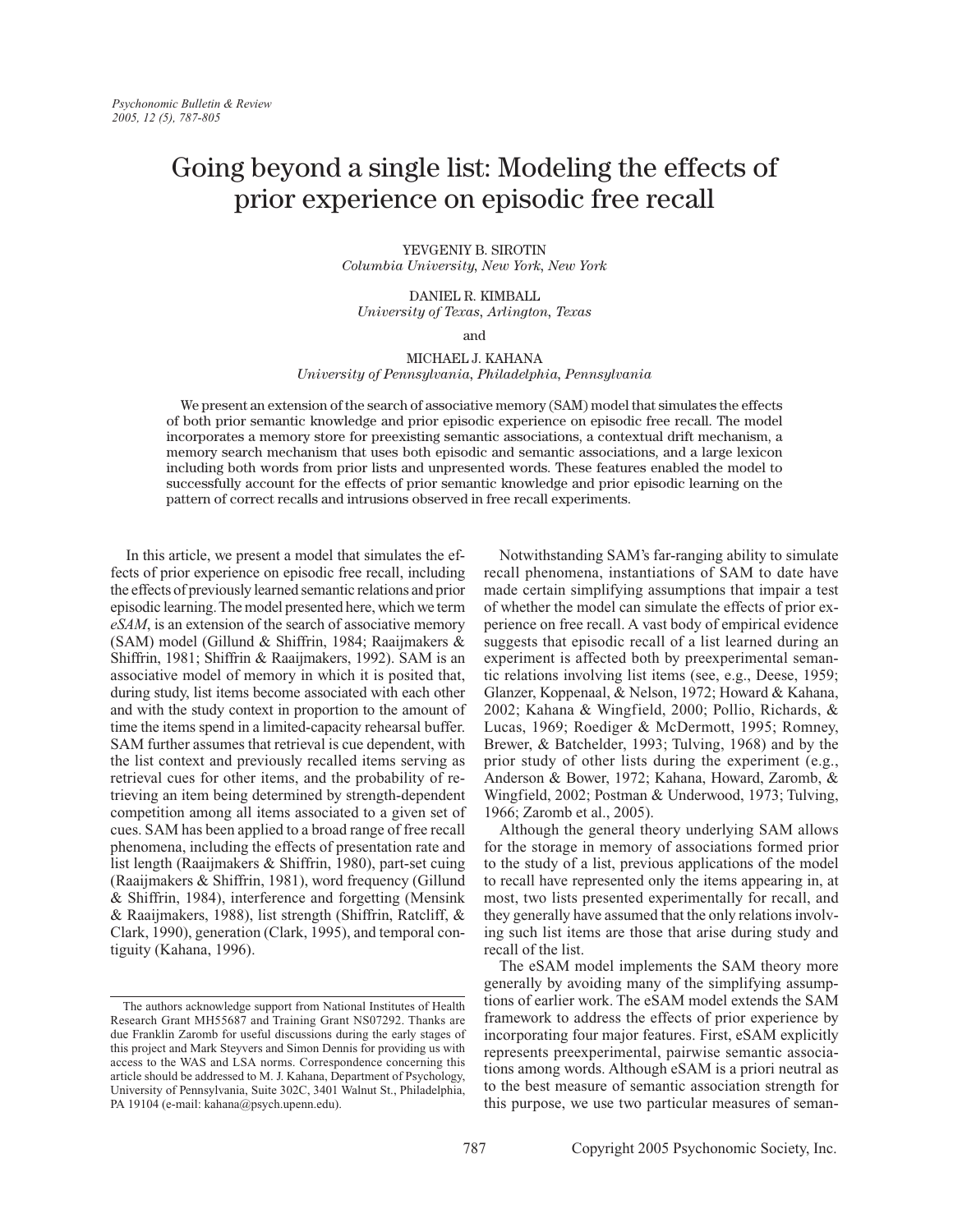# Going beyond a single list: Modeling the effects of prior experience on episodic free recall

YEVGENIY B. SIROTIN
*Columbia University, New York, New York*

DANIEL R. KIMBALL
*University of Texas, Arlington, Texas*

and

MICHAEL J. KAHANA
*University of Pennsylvania, Philadelphia, Pennsylvania*

We present an extension of the search of associative memory (SAM) model that simulates the effects of both prior semantic knowledge and prior episodic experience on episodic free recall. The model incorporates a memory store for preexisting semantic associations, a contextual drift mechanism, a memory search mechanism that uses both episodic and semantic associations, and a large lexicon including both words from prior lists and unpresented words. These features enabled the model to successfully account for the effects of prior semantic knowledge and prior episodic learning on the pattern of correct recalls and intrusions observed in free recall experiments.

In this article, we present a model that simulates the effects of prior experience on episodic free recall, including the effects of previously learned semantic relations and prior episodic learning. The model presented here, which we term *eSAM*, is an extension of the search of associative memory (SAM) model (Gillund & Shiffrin, 1984; Raaijmakers & Shiffrin, 1981; Shiffrin & Raaijmakers, 1992). SAM is an associative model of memory in which it is posited that, during study, list items become associated with each other and with the study context in proportion to the amount of time the items spend in a limited-capacity rehearsal buffer. SAM further assumes that retrieval is cue dependent, with the list context and previously recalled items serving as retrieval cues for other items, and the probability of retrieving an item being determined by strength-dependent competition among all items associated to a given set of cues. SAM has been applied to a broad range of free recall phenomena, including the effects of presentation rate and list length (Raaijmakers & Shiffrin, 1980), part-set cuing (Raaijmakers & Shiffrin, 1981), word frequency (Gillund & Shiffrin, 1984), interference and forgetting (Mensink & Raaijmakers, 1988), list strength (Shiffrin, Ratcliff, & Clark, 1990), generation (Clark, 1995), and temporal contiguity (Kahana, 1996).

Notwithstanding SAM's far-ranging ability to simulate recall phenomena, instantiations of SAM to date have made certain simplifying assumptions that impair a test of whether the model can simulate the effects of prior experience on free recall. A vast body of empirical evidence suggests that episodic recall of a list learned during an experiment is affected both by preexperimental semantic relations involving list items (see, e.g., Deese, 1959; Glanzer, Koppenaal, & Nelson, 1972; Howard & Kahana, 2002; Kahana & Wingfield, 2000; Pollio, Richards, & Lucas, 1969; Roediger & McDermott, 1995; Romney, Brewer, & Batchelder, 1993; Tulving, 1968) and by the prior study of other lists during the experiment (e.g., Anderson & Bower, 1972; Kahana, Howard, Zaromb, & Wingfield, 2002; Postman & Underwood, 1973; Tulving, 1966; Zaromb et al., 2005).

Although the general theory underlying SAM allows for the storage in memory of associations formed prior to the study of a list, previous applications of the model to recall have represented only the items appearing in, at most, two lists presented experimentally for recall, and they generally have assumed that the only relations involving such list items are those that arise during study and recall of the list.

The eSAM model implements the SAM theory more generally by avoiding many of the simplifying assumptions of earlier work. The eSAM model extends the SAM framework to address the effects of prior experience by incorporating four major features. First, eSAM explicitly represents preexperimental, pairwise semantic associations among words. Although eSAM is a priori neutral as to the best measure of semantic association strength for this purpose, we use two particular measures of seman-

The authors acknowledge support from National Institutes of Health Research Grant MH55687 and Training Grant NS07292. Thanks are due Franklin Zaromb for useful discussions during the early stages of this project and Mark Steyvers and Simon Dennis for providing us with access to the WAS and LSA norms. Correspondence concerning this article should be addressed to M. J. Kahana, Department of Psychology, University of Pennsylvania, Suite 302C, 3401 Walnut St., Philadelphia, PA 19104 (e-mail: kahana@psych.upenn.edu).

Copyright 2005 Psychonomic Society, Inc.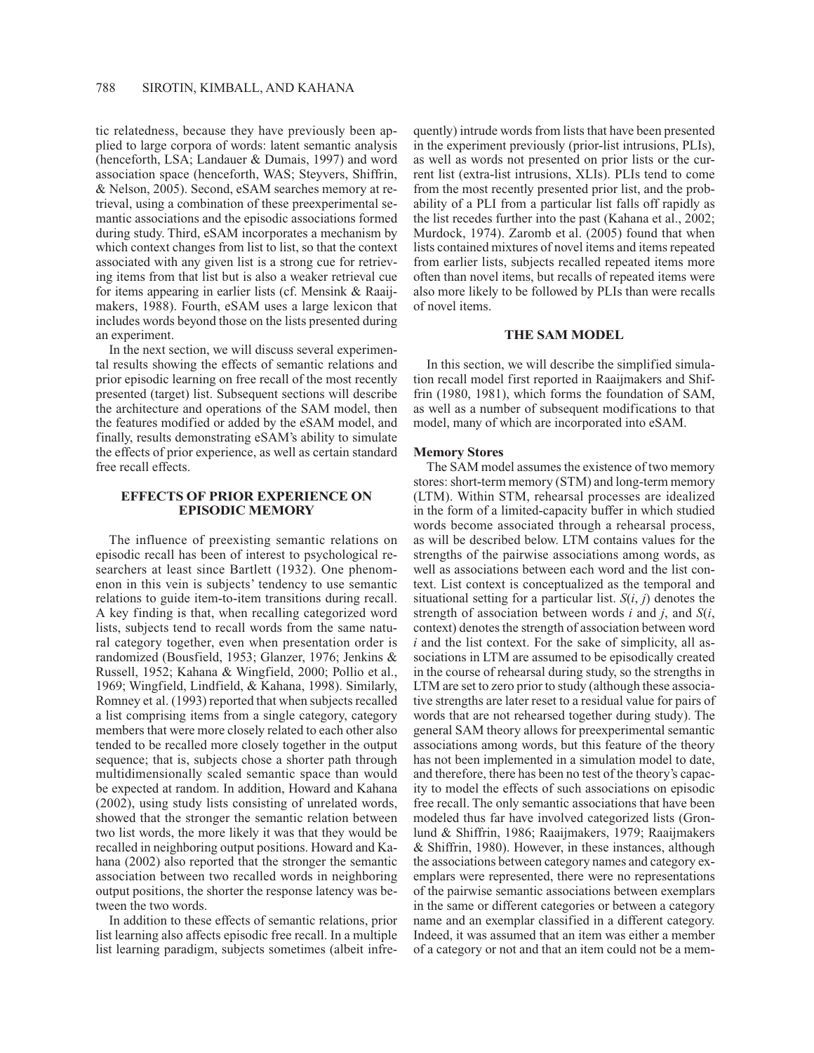tic relatedness, because they have previously been applied to large corpora of words: latent semantic analysis (henceforth, LSA; Landauer & Dumais, 1997) and word association space (henceforth, WAS; Steyvers, Shiffrin, & Nelson, 2005). Second, eSAM searches memory at retrieval, using a combination of these preexperimental semantic associations and the episodic associations formed during study. Third, eSAM incorporates a mechanism by which context changes from list to list, so that the context associated with any given list is a strong cue for retrieving items from that list but is also a weaker retrieval cue for items appearing in earlier lists (cf. Mensink & Raaijmakers, 1988). Fourth, eSAM uses a large lexicon that includes words beyond those on the lists presented during an experiment.

In the next section, we will discuss several experimental results showing the effects of semantic relations and prior episodic learning on free recall of the most recently presented (target) list. Subsequent sections will describe the architecture and operations of the SAM model, then the features modified or added by the eSAM model, and finally, results demonstrating eSAM's ability to simulate the effects of prior experience, as well as certain standard free recall effects.

## EFFECTS OF PRIOR EXPERIENCE ON EPISODIC MEMORY

The influence of preexisting semantic relations on episodic recall has been of interest to psychological researchers at least since Bartlett (1932). One phenomenon in this vein is subjects' tendency to use semantic relations to guide item-to-item transitions during recall. A key finding is that, when recalling categorized word lists, subjects tend to recall words from the same natural category together, even when presentation order is randomized (Bousfield, 1953; Glanzer, 1976; Jenkins & Russell, 1952; Kahana & Wingfield, 2000; Pollio et al., 1969; Wingfield, Lindfield, & Kahana, 1998). Similarly, Romney et al. (1993) reported that when subjects recalled a list comprising items from a single category, category members that were more closely related to each other also tended to be recalled more closely together in the output sequence; that is, subjects chose a shorter path through multidimensionally scaled semantic space than would be expected at random. In addition, Howard and Kahana (2002), using study lists consisting of unrelated words, showed that the stronger the semantic relation between two list words, the more likely it was that they would be recalled in neighboring output positions. Howard and Kahana (2002) also reported that the stronger the semantic association between two recalled words in neighboring output positions, the shorter the response latency was between the two words.

In addition to these effects of semantic relations, prior list learning also affects episodic free recall. In a multiple list learning paradigm, subjects sometimes (albeit infrequently) intrude words from lists that have been presented in the experiment previously (prior-list intrusions, PLIs), as well as words not presented on prior lists or the current list (extra-list intrusions, XLIs). PLIs tend to come from the most recently presented prior list, and the probability of a PLI from a particular list falls off rapidly as the list recedes further into the past (Kahana et al., 2002; Murdock, 1974). Zaromb et al. (2005) found that when lists contained mixtures of novel items and items repeated from earlier lists, subjects recalled repeated items more often than novel items, but recalls of repeated items were also more likely to be followed by PLIs than were recalls of novel items.

## THE SAM MODEL

In this section, we will describe the simplified simulation recall model first reported in Raaijmakers and Shiffrin (1980, 1981), which forms the foundation of SAM, as well as a number of subsequent modifications to that model, many of which are incorporated into eSAM.

### Memory Stores

The SAM model assumes the existence of two memory stores: short-term memory (STM) and long-term memory (LTM). Within STM, rehearsal processes are idealized in the form of a limited-capacity buffer in which studied words become associated through a rehearsal process, as will be described below. LTM contains values for the strengths of the pairwise associations among words, as well as associations between each word and the list context. List context is conceptualized as the temporal and situational setting for a particular list. $S(i, j)$ denotes the strength of association between words $i$ and $j$, and $S(i, \text{context})$ denotes the strength of association between word $i$ and the list context. For the sake of simplicity, all associations in LTM are assumed to be episodically created in the course of rehearsal during study, so the strengths in LTM are set to zero prior to study (although these associative strengths are later reset to a residual value for pairs of words that are not rehearsed together during study). The general SAM theory allows for preexperimental semantic associations among words, but this feature of the theory has not been implemented in a simulation model to date, and therefore, there has been no test of the theory's capacity to model the effects of such associations on episodic free recall. The only semantic associations that have been modeled thus far have involved categorized lists (Gronlund & Shiffrin, 1986; Raaijmakers, 1979; Raaijmakers & Shiffrin, 1980). However, in these instances, although the associations between category names and category exemplars were represented, there were no representations of the pairwise semantic associations between exemplars in the same or different categories or between a category name and an exemplar classified in a different category. Indeed, it was assumed that an item was either a member of a category or not and that an item could not be a mem-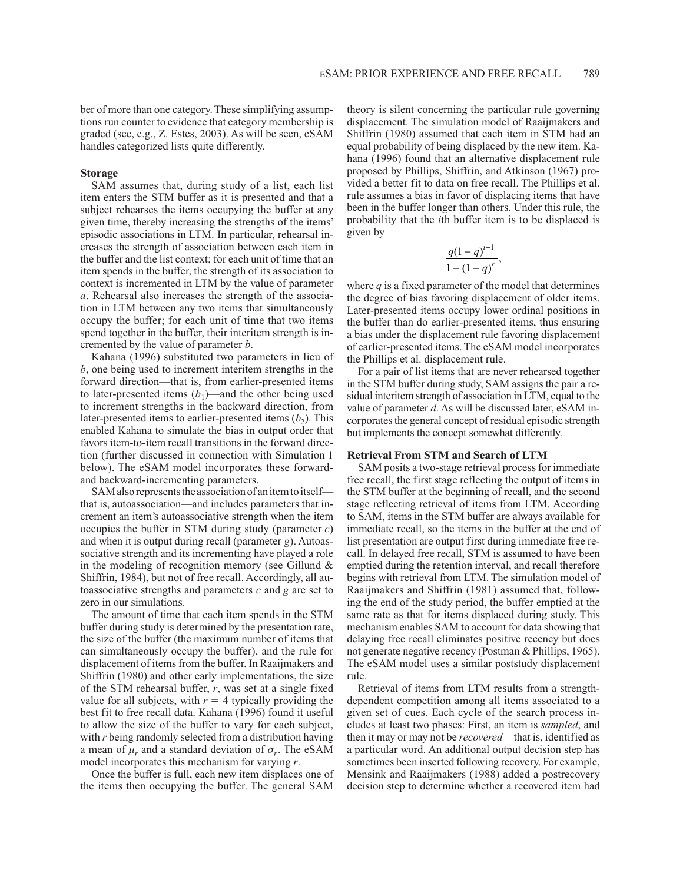ber of more than one category. These simplifying assumptions run counter to evidence that category membership is graded (see, e.g., Z. Estes, 2003). As will be seen, eSAM handles categorized lists quite differently.

### Storage

SAM assumes that, during study of a list, each list item enters the STM buffer as it is presented and that a subject rehearses the items occupying the buffer at any given time, thereby increasing the strengths of the items' episodic associations in LTM. In particular, rehearsal increases the strength of association between each item in the buffer and the list context; for each unit of time that an item spends in the buffer, the strength of its association to context is incremented in LTM by the value of parameter *a*. Rehearsal also increases the strength of the association in LTM between any two items that simultaneously occupy the buffer; for each unit of time that two items spend together in the buffer, their interitem strength is incremented by the value of parameter *b*.

Kahana (1996) substituted two parameters in lieu of *b*, one being used to increment interitem strengths in the forward direction—that is, from earlier-presented items to later-presented items ($b_1$)—and the other being used to increment strengths in the backward direction, from later-presented items to earlier-presented items ($b_2$). This enabled Kahana to simulate the bias in output order that favors item-to-item recall transitions in the forward direction (further discussed in connection with Simulation 1 below). The eSAM model incorporates these forward- and backward-incrementing parameters.

SAM also represents the association of an item to itself—that is, autoassociation—and includes parameters that increment an item's autoassociative strength when the item occupies the buffer in STM during study (parameter *c*) and when it is output during recall (parameter *g*). Autoassociative strength and its incrementing have played a role in the modeling of recognition memory (see Gillund & Shiffrin, 1984), but not of free recall. Accordingly, all autoassociative strengths and parameters *c* and *g* are set to zero in our simulations.

The amount of time that each item spends in the STM buffer during study is determined by the presentation rate, the size of the buffer (the maximum number of items that can simultaneously occupy the buffer), and the rule for displacement of items from the buffer. In Raaijmakers and Shiffrin (1980) and other early implementations, the size of the STM rehearsal buffer, *r*, was set at a single fixed value for all subjects, with $r = 4$ typically providing the best fit to free recall data. Kahana (1996) found it useful to allow the size of the buffer to vary for each subject, with *r* being randomly selected from a distribution having a mean of $\mu_r$ and a standard deviation of $\sigma_r$. The eSAM model incorporates this mechanism for varying *r*.

Once the buffer is full, each new item displaces one of the items then occupying the buffer. The general SAM theory is silent concerning the particular rule governing displacement. The simulation model of Raaijmakers and Shiffrin (1980) assumed that each item in STM had an equal probability of being displaced by the new item. Kahana (1996) found that an alternative displacement rule proposed by Phillips, Shiffrin, and Atkinson (1967) provided a better fit to data on free recall. The Phillips et al. rule assumes a bias in favor of displacing items that have been in the buffer longer than others. Under this rule, the probability that the *i*th buffer item is to be displaced is given by

$$\frac{q(1-q)^{i-1}}{1-(1-q)^{r}},$$

where *q* is a fixed parameter of the model that determines the degree of bias favoring displacement of older items. Later-presented items occupy lower ordinal positions in the buffer than do earlier-presented items, thus ensuring a bias under the displacement rule favoring displacement of earlier-presented items. The eSAM model incorporates the Phillips et al. displacement rule.

For a pair of list items that are never rehearsed together in the STM buffer during study, SAM assigns the pair a residual interitem strength of association in LTM, equal to the value of parameter *d*. As will be discussed later, eSAM incorporates the general concept of residual episodic strength but implements the concept somewhat differently.

### Retrieval From STM and Search of LTM

SAM posits a two-stage retrieval process for immediate free recall, the first stage reflecting the output of items in the STM buffer at the beginning of recall, and the second stage reflecting retrieval of items from LTM. According to SAM, items in the STM buffer are always available for immediate recall, so the items in the buffer at the end of list presentation are output first during immediate free recall. In delayed free recall, STM is assumed to have been emptied during the retention interval, and recall therefore begins with retrieval from LTM. The simulation model of Raaijmakers and Shiffrin (1981) assumed that, following the end of the study period, the buffer emptied at the same rate as that for items displaced during study. This mechanism enables SAM to account for data showing that delaying free recall eliminates positive recency but does not generate negative recency (Postman & Phillips, 1965). The eSAM model uses a similar poststudy displacement rule.

Retrieval of items from LTM results from a strength-dependent competition among all items associated to a given set of cues. Each cycle of the search process includes at least two phases: First, an item is *sampled*, and then it may or may not be *recovered*—that is, identified as a particular word. An additional output decision step has sometimes been inserted following recovery. For example, Mensink and Raaijmakers (1988) added a postrecovery decision step to determine whether a recovered item had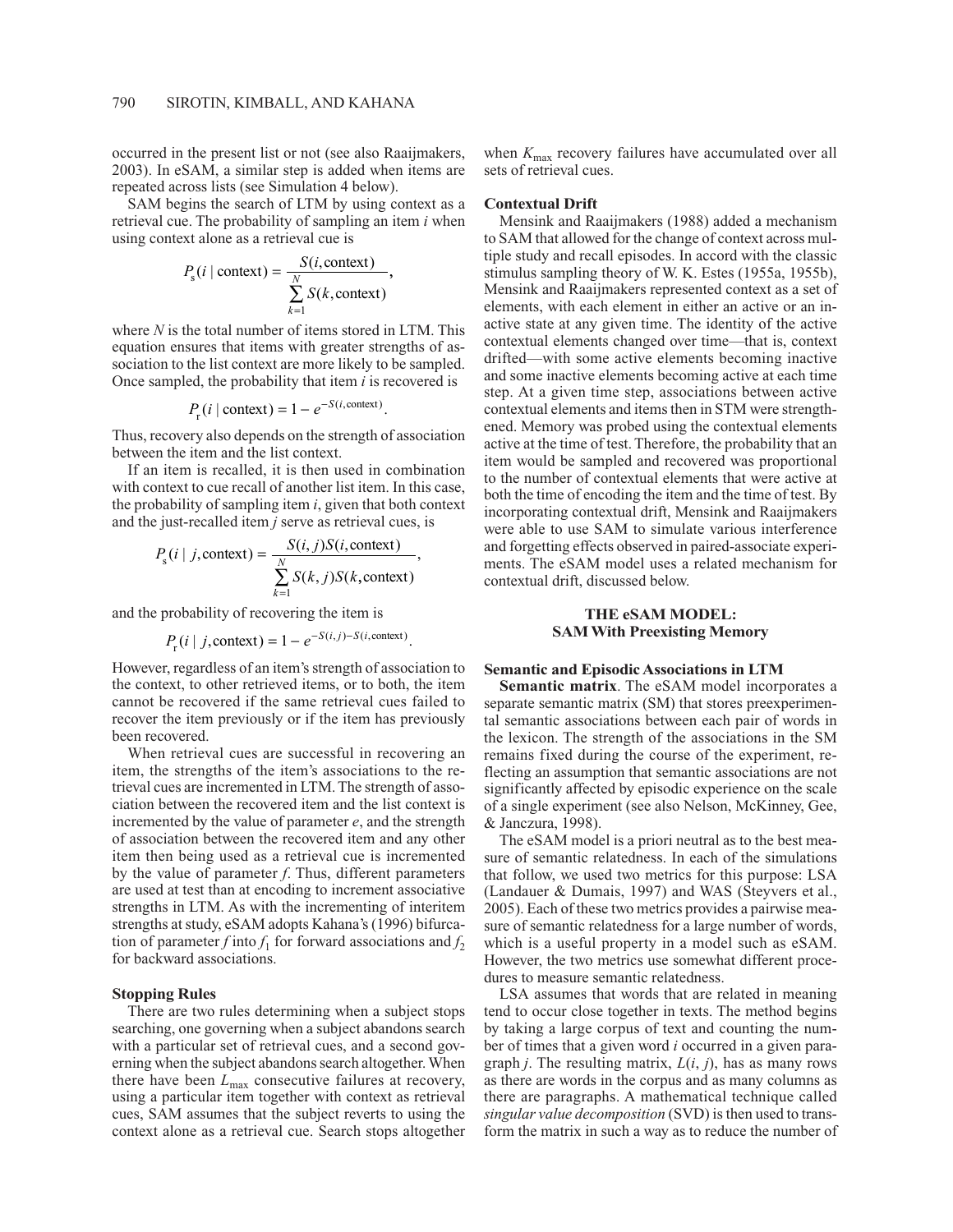occurred in the present list or not (see also Raaijmakers, 2003). In eSAM, a similar step is added when items are repeated across lists (see Simulation 4 below).

SAM begins the search of LTM by using context as a retrieval cue. The probability of sampling an item $i$ when using context alone as a retrieval cue is

$$P_s(i \mid \text{context}) = \frac{S(i, \text{context})}{\sum_{k=1}^{N} S(k, \text{context})},$$

where $N$ is the total number of items stored in LTM. This equation ensures that items with greater strengths of association to the list context are more likely to be sampled. Once sampled, the probability that item $i$ is recovered is

$$P_r(i \mid \text{context}) = 1 - e^{-S(i, \text{context})}.$$

Thus, recovery also depends on the strength of association between the item and the list context.

If an item is recalled, it is then used in combination with context to cue recall of another list item. In this case, the probability of sampling item $i$, given that both context and the just-recalled item $j$ serve as retrieval cues, is

$$P_s(i \mid j, \text{context}) = \frac{S(i, j)S(i, \text{context})}{\sum_{k=1}^{N} S(k, j)S(k, \text{context})},$$

and the probability of recovering the item is

$$P_r(i \mid j, \text{context}) = 1 - e^{-S(i, j) - S(i, \text{context})}.$$

However, regardless of an item's strength of association to the context, to other retrieved items, or to both, the item cannot be recovered if the same retrieval cues failed to recover the item previously or if the item has previously been recovered.

When retrieval cues are successful in recovering an item, the strengths of the item's associations to the retrieval cues are incremented in LTM. The strength of association between the recovered item and the list context is incremented by the value of parameter $e$, and the strength of association between the recovered item and any other item then being used as a retrieval cue is incremented by the value of parameter $f$. Thus, different parameters are used at test than at encoding to increment associative strengths in LTM. As with the incrementing of interitem strengths at study, eSAM adopts Kahana's (1996) bifurcation of parameter $f$ into $f_1$ for forward associations and $f_2$ for backward associations.

### Stopping Rules

There are two rules determining when a subject stops searching, one governing when a subject abandons search with a particular set of retrieval cues, and a second governing when the subject abandons search altogether. When there have been $L_{\max}$ consecutive failures at recovery, using a particular item together with context as retrieval cues, SAM assumes that the subject reverts to using the context alone as a retrieval cue. Search stops altogether when $K_{\max}$ recovery failures have accumulated over all sets of retrieval cues.

### Contextual Drift

Mensink and Raaijmakers (1988) added a mechanism to SAM that allowed for the change of context across multiple study and recall episodes. In accord with the classic stimulus sampling theory of W. K. Estes (1955a, 1955b), Mensink and Raaijmakers represented context as a set of elements, with each element in either an active or an inactive state at any given time. The identity of the active contextual elements changed over time—that is, context drifted—with some active elements becoming inactive and some inactive elements becoming active at each time step. At a given time step, associations between active contextual elements and items then in STM were strengthened. Memory was probed using the contextual elements active at the time of test. Therefore, the probability that an item would be sampled and recovered was proportional to the number of contextual elements that were active at both the time of encoding the item and the time of test. By incorporating contextual drift, Mensink and Raaijmakers were able to use SAM to simulate various interference and forgetting effects observed in paired-associate experiments. The eSAM model uses a related mechanism for contextual drift, discussed below.

## THE eSAM MODEL: SAM With Preexisting Memory

### Semantic and Episodic Associations in LTM

**Semantic matrix**. The eSAM model incorporates a separate semantic matrix (SM) that stores preexperimental semantic associations between each pair of words in the lexicon. The strength of the associations in the SM remains fixed during the course of the experiment, reflecting an assumption that semantic associations are not significantly affected by episodic experience on the scale of a single experiment (see also Nelson, McKinney, Gee, & Janczura, 1998).

The eSAM model is a priori neutral as to the best measure of semantic relatedness. In each of the simulations that follow, we used two metrics for this purpose: LSA (Landauer & Dumais, 1997) and WAS (Steyvers et al., 2005). Each of these two metrics provides a pairwise measure of semantic relatedness for a large number of words, which is a useful property in a model such as eSAM. However, the two metrics use somewhat different procedures to measure semantic relatedness.

LSA assumes that words that are related in meaning tend to occur close together in texts. The method begins by taking a large corpus of text and counting the number of times that a given word $i$ occurred in a given paragraph $j$. The resulting matrix, $L(i, j)$, has as many rows as there are words in the corpus and as many columns as there are paragraphs. A mathematical technique called *singular value decomposition* (SVD) is then used to transform the matrix in such a way as to reduce the number of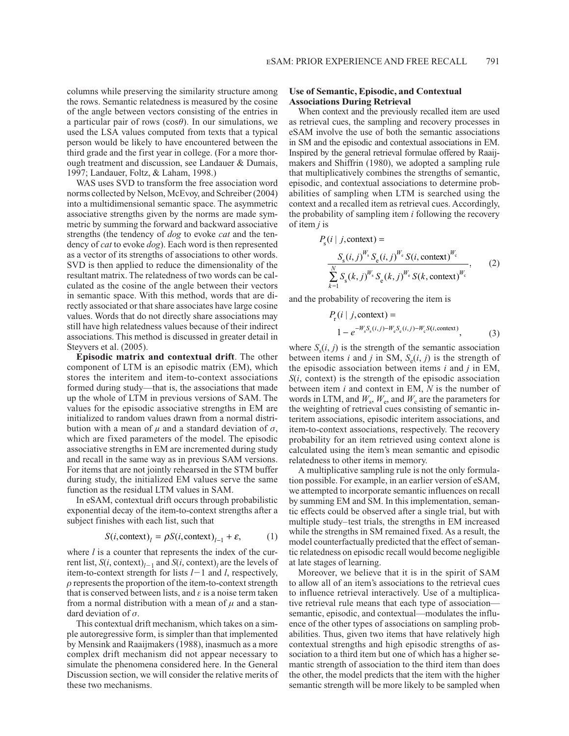columns while preserving the similarity structure among the rows. Semantic relatedness is measured by the cosine of the angle between vectors consisting of the entries in a particular pair of rows ($\cos\theta$). In our simulations, we used the LSA values computed from texts that a typical person would be likely to have encountered between the third grade and the first year in college. (For a more thorough treatment and discussion, see Landauer & Dumais, 1997; Landauer, Foltz, & Laham, 1998.)

WAS uses SVD to transform the free association word norms collected by Nelson, McEvoy, and Schreiber (2004) into a multidimensional semantic space. The asymmetric associative strengths given by the norms are made symmetric by summing the forward and backward associative strengths (the tendency of *dog* to evoke *cat* and the tendency of *cat* to evoke *dog*). Each word is then represented as a vector of its strengths of associations to other words. SVD is then applied to reduce the dimensionality of the resultant matrix. The relatedness of two words can be calculated as the cosine of the angle between their vectors in semantic space. With this method, words that are directly associated or that share associates have large cosine values. Words that do not directly share associations may still have high relatedness values because of their indirect associations. This method is discussed in greater detail in Steyvers et al. (2005).

**Episodic matrix and contextual drift**. The other component of LTM is an episodic matrix (EM), which stores the interitem and item-to-context associations formed during study—that is, the associations that made up the whole of LTM in previous versions of SAM. The values for the episodic associative strengths in EM are initialized to random values drawn from a normal distribution with a mean of $\mu$ and a standard deviation of $\sigma$, which are fixed parameters of the model. The episodic associative strengths in EM are incremented during study and recall in the same way as in previous SAM versions. For items that are not jointly rehearsed in the STM buffer during study, the initialized EM values serve the same function as the residual LTM values in SAM.

In eSAM, contextual drift occurs through probabilistic exponential decay of the item-to-context strengths after a subject finishes with each list, such that

$$S(i, \text{context})_l = \rho S(i, \text{context})_{l-1} + \varepsilon, \qquad (1)$$

where $l$ is a counter that represents the index of the current list, $S(i, \text{context})_{l-1}$ and $S(i, \text{context})_l$ are the levels of item-to-context strength for lists $l-1$ and $l$, respectively, $\rho$ represents the proportion of the item-to-context strength that is conserved between lists, and $\varepsilon$ is a noise term taken from a normal distribution with a mean of $\mu$ and a standard deviation of $\sigma$.

This contextual drift mechanism, which takes on a simple autoregressive form, is simpler than that implemented by Mensink and Raaijmakers (1988), inasmuch as a more complex drift mechanism did not appear necessary to simulate the phenomena considered here. In the General Discussion section, we will consider the relative merits of these two mechanisms.

## Use of Semantic, Episodic, and Contextual Associations During Retrieval

When context and the previously recalled item are used as retrieval cues, the sampling and recovery processes in eSAM involve the use of both the semantic associations in SM and the episodic and contextual associations in EM. Inspired by the general retrieval formulae offered by Raaijmakers and Shiffrin (1980), we adopted a sampling rule that multiplicatively combines the strengths of semantic, episodic, and contextual associations to determine probabilities of sampling when LTM is searched using the context and a recalled item as retrieval cues. Accordingly, the probability of sampling item $i$ following the recovery of item $j$ is

$$P_s(i \mid j, \text{context}) = \frac{S_s(i,j)^{W_s} S_e(i,j)^{W_e} S(i, \text{context})^{W_c}}{\sum_{k=1}^{N} S_s(k,j)^{W_s} S_e(k,j)^{W_e} S(k, \text{context})^{W_c}}, \qquad (2)$$

and the probability of recovering the item is

$$P_r(i \mid j, \text{context}) = 1 - e^{-W_s S_s(i,j) - W_e S_e(i,j) - W_c S(i, \text{context})}, \qquad (3)$$

where $S_s(i, j)$ is the strength of the semantic association between items $i$ and $j$ in SM, $S_e(i, j)$ is the strength of the episodic association between items $i$ and $j$ in EM, $S(i, \text{context})$ is the strength of the episodic association between item $i$ and context in EM, $N$ is the number of words in LTM, and $W_s$, $W_e$, and $W_c$ are the parameters for the weighting of retrieval cues consisting of semantic interitem associations, episodic interitem associations, and item-to-context associations, respectively. The recovery probability for an item retrieved using context alone is calculated using the item's mean semantic and episodic relatedness to other items in memory.

A multiplicative sampling rule is not the only formulation possible. For example, in an earlier version of eSAM, we attempted to incorporate semantic influences on recall by summing EM and SM. In this implementation, semantic effects could be observed after a single trial, but with multiple study–test trials, the strengths in EM increased while the strengths in SM remained fixed. As a result, the model counterfactually predicted that the effect of semantic relatedness on episodic recall would become negligible at late stages of learning.

Moreover, we believe that it is in the spirit of SAM to allow all of an item's associations to the retrieval cues to influence retrieval interactively. Use of a multiplicative retrieval rule means that each type of association—semantic, episodic, and contextual—modulates the influence of the other types of associations on sampling probabilities. Thus, given two items that have relatively high contextual strengths and high episodic strengths of association to a third item but one of which has a higher semantic strength of association to the third item than does the other, the model predicts that the item with the higher semantic strength will be more likely to be sampled when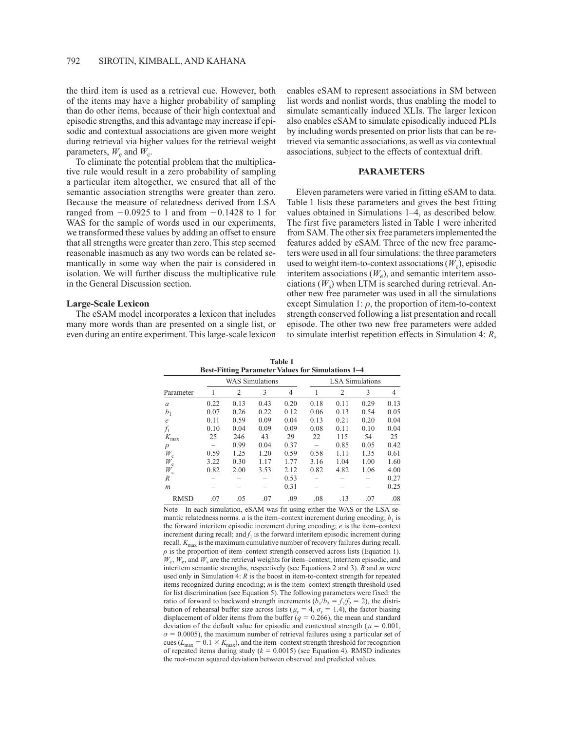the third item is used as a retrieval cue. However, both of the items may have a higher probability of sampling than do other items, because of their high contextual and episodic strengths, and this advantage may increase if episodic and contextual associations are given more weight during retrieval via higher values for the retrieval weight parameters, $W_e$ and $W_c$.

To eliminate the potential problem that the multiplicative rule would result in a zero probability of sampling a particular item altogether, we ensured that all of the semantic association strengths were greater than zero. Because the measure of relatedness derived from LSA ranged from $-0.0925$ to 1 and from $-0.1428$ to 1 for WAS for the sample of words used in our experiments, we transformed these values by adding an offset to ensure that all strengths were greater than zero. This step seemed reasonable inasmuch as any two words can be related semantically in some way when the pair is considered in isolation. We will further discuss the multiplicative rule in the General Discussion section.

### Large-Scale Lexicon

The eSAM model incorporates a lexicon that includes many more words than are presented on a single list, or even during an entire experiment. This large-scale lexicon enables eSAM to represent associations in SM between list words and nonlist words, thus enabling the model to simulate semantically induced XLIs. The larger lexicon also enables eSAM to simulate episodically induced PLIs by including words presented on prior lists that can be retrieved via semantic associations, as well as via contextual associations, subject to the effects of contextual drift.

## PARAMETERS

Eleven parameters were varied in fitting eSAM to data. Table 1 lists these parameters and gives the best fitting values obtained in Simulations 1–4, as described below. The first five parameters listed in Table 1 were inherited from SAM. The other six free parameters implemented the features added by eSAM. Three of the new free parameters were used in all four simulations: the three parameters used to weight item-to-context associations ($W_c$), episodic interitem associations ($W_e$), and semantic interitem associations ($W_s$) when LTM is searched during retrieval. Another new free parameter was used in all the simulations except Simulation 1: $\rho$, the proportion of item-to-context strength conserved following a list presentation and recall episode. The other two new free parameters were added to simulate interlist repetition effects in Simulation 4: $R$,

**Table 1**
**Best-Fitting Parameter Values for Simulations 1–4**

| | WAS Simulations | | | | LSA Simulations | | | |
|---|---|---|---|---|---|---|---|---|
| Parameter | 1 | 2 | 3 | 4 | 1 | 2 | 3 | 4 |
| $a$ | 0.22 | 0.13 | 0.43 | 0.20 | 0.18 | 0.11 | 0.29 | 0.13 |
| $b_1$ | 0.07 | 0.26 | 0.22 | 0.12 | 0.06 | 0.13 | 0.54 | 0.05 |
| $e$ | 0.11 | 0.59 | 0.09 | 0.04 | 0.13 | 0.21 | 0.20 | 0.04 |
| $f_1$ | 0.10 | 0.04 | 0.09 | 0.09 | 0.08 | 0.11 | 0.10 | 0.04 |
| $K_{max}$ | 25 | 246 | 43 | 29 | 22 | 115 | 54 | 25 |
| $\rho$ | – | 0.99 | 0.04 | 0.37 | – | 0.85 | 0.05 | 0.42 |
| $W_c$ | 0.59 | 1.25 | 1.20 | 0.59 | 0.58 | 1.11 | 1.35 | 0.61 |
| $W_e$ | 3.22 | 0.30 | 1.17 | 1.77 | 3.16 | 1.04 | 1.00 | 1.60 |
| $W_s$ | 0.82 | 2.00 | 3.53 | 2.12 | 0.82 | 4.82 | 1.06 | 4.00 |
| $R$ | – | – | – | 0.53 | – | – | – | 0.27 |
| $m$ | – | – | – | 0.31 | – | – | – | 0.25 |
| RMSD | .07 | .05 | .07 | .09 | .08 | .13 | .07 | .08 |

Note—In each simulation, eSAM was fit using either the WAS or the LSA semantic relatedness norms. $a$ is the item–context increment during encoding; $b_1$ is the forward interitem episodic increment during encoding; $e$ is the item–context increment during recall; and $f_1$ is the forward interitem episodic increment during recall. $K_{max}$ is the maximum cumulative number of recovery failures during recall. $\rho$ is the proportion of item–context strength conserved across lists (Equation 1). $W_c$, $W_e$, and $W_s$ are the retrieval weights for item–context, interitem episodic, and interitem semantic strengths, respectively (see Equations 2 and 3). $R$ and $m$ were used only in Simulation 4: $R$ is the boost in item-to-context strength for repeated items recognized during encoding; $m$ is the item–context strength threshold used for list discrimination (see Equation 5). The following parameters were fixed: the ratio of forward to backward strength increments ($b_1/b_2 = f_1/f_2 = 2$), the distribution of rehearsal buffer size across lists ($\mu_r = 4$, $\sigma_r = 1.4$), the factor biasing displacement of older items from the buffer ($q = 0.266$), the mean and standard deviation of the default value for episodic and contextual strength ($\mu = 0.001$, $\sigma = 0.0005$), the maximum number of retrieval failures using a particular set of cues ($L_{max} = 0.1 \times K_{max}$), and the item–context strength threshold for recognition of repeated items during study ($k = 0.0015$) (see Equation 4). RMSD indicates the root-mean squared deviation between observed and predicted values.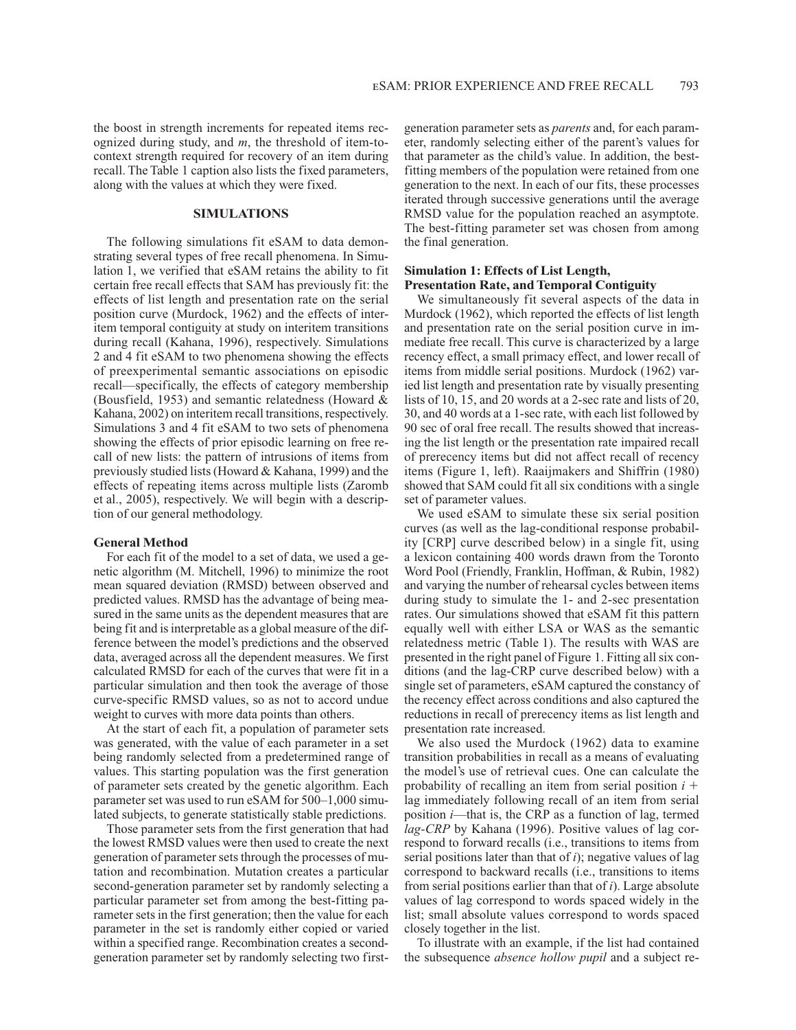the boost in strength increments for repeated items recognized during study, and *m*, the threshold of item-to-context strength required for recovery of an item during recall. The Table 1 caption also lists the fixed parameters, along with the values at which they were fixed.

## SIMULATIONS

The following simulations fit eSAM to data demonstrating several types of free recall phenomena. In Simulation 1, we verified that eSAM retains the ability to fit certain free recall effects that SAM has previously fit: the effects of list length and presentation rate on the serial position curve (Murdock, 1962) and the effects of interitem temporal contiguity at study on interitem transitions during recall (Kahana, 1996), respectively. Simulations 2 and 4 fit eSAM to two phenomena showing the effects of preexperimental semantic associations on episodic recall—specifically, the effects of category membership (Bousfield, 1953) and semantic relatedness (Howard & Kahana, 2002) on interitem recall transitions, respectively. Simulations 3 and 4 fit eSAM to two sets of phenomena showing the effects of prior episodic learning on free recall of new lists: the pattern of intrusions of items from previously studied lists (Howard & Kahana, 1999) and the effects of repeating items across multiple lists (Zaromb et al., 2005), respectively. We will begin with a description of our general methodology.

### General Method

For each fit of the model to a set of data, we used a genetic algorithm (M. Mitchell, 1996) to minimize the root mean squared deviation (RMSD) between observed and predicted values. RMSD has the advantage of being measured in the same units as the dependent measures that are being fit and is interpretable as a global measure of the difference between the model's predictions and the observed data, averaged across all the dependent measures. We first calculated RMSD for each of the curves that were fit in a particular simulation and then took the average of those curve-specific RMSD values, so as not to accord undue weight to curves with more data points than others.

At the start of each fit, a population of parameter sets was generated, with the value of each parameter in a set being randomly selected from a predetermined range of values. This starting population was the first generation of parameter sets created by the genetic algorithm. Each parameter set was used to run eSAM for 500–1,000 simulated subjects, to generate statistically stable predictions.

Those parameter sets from the first generation that had the lowest RMSD values were then used to create the next generation of parameter sets through the processes of mutation and recombination. Mutation creates a particular second-generation parameter set by randomly selecting a particular parameter set from among the best-fitting parameter sets in the first generation; then the value for each parameter in the set is randomly either copied or varied within a specified range. Recombination creates a second-generation parameter set by randomly selecting two first-generation parameter sets as *parents* and, for each parameter, randomly selecting either of the parent's values for that parameter as the child's value. In addition, the best-fitting members of the population were retained from one generation to the next. In each of our fits, these processes iterated through successive generations until the average RMSD value for the population reached an asymptote. The best-fitting parameter set was chosen from among the final generation.

### Simulation 1: Effects of List Length, Presentation Rate, and Temporal Contiguity

We simultaneously fit several aspects of the data in Murdock (1962), which reported the effects of list length and presentation rate on the serial position curve in immediate free recall. This curve is characterized by a large recency effect, a small primacy effect, and lower recall of items from middle serial positions. Murdock (1962) varied list length and presentation rate by visually presenting lists of 10, 15, and 20 words at a 2-sec rate and lists of 20, 30, and 40 words at a 1-sec rate, with each list followed by 90 sec of oral free recall. The results showed that increasing the list length or the presentation rate impaired recall of prerecency items but did not affect recall of recency items (Figure 1, left). Raaijmakers and Shiffrin (1980) showed that SAM could fit all six conditions with a single set of parameter values.

We used eSAM to simulate these six serial position curves (as well as the lag-conditional response probability [CRP] curve described below) in a single fit, using a lexicon containing 400 words drawn from the Toronto Word Pool (Friendly, Franklin, Hoffman, & Rubin, 1982) and varying the number of rehearsal cycles between items during study to simulate the 1- and 2-sec presentation rates. Our simulations showed that eSAM fit this pattern equally well with either LSA or WAS as the semantic relatedness metric (Table 1). The results with WAS are presented in the right panel of Figure 1. Fitting all six conditions (and the lag-CRP curve described below) with a single set of parameters, eSAM captured the constancy of the recency effect across conditions and also captured the reductions in recall of prerecency items as list length and presentation rate increased.

We also used the Murdock (1962) data to examine transition probabilities in recall as a means of evaluating the model's use of retrieval cues. One can calculate the probability of recalling an item from serial position $i$ + lag immediately following recall of an item from serial position $i$—that is, the CRP as a function of lag, termed *lag-CRP* by Kahana (1996). Positive values of lag correspond to forward recalls (i.e., transitions to items from serial positions later than that of $i$); negative values of lag correspond to backward recalls (i.e., transitions to items from serial positions earlier than that of $i$). Large absolute values of lag correspond to words spaced widely in the list; small absolute values correspond to words spaced closely together in the list.

To illustrate with an example, if the list had contained the subsequence *absence hollow pupil* and a subject re-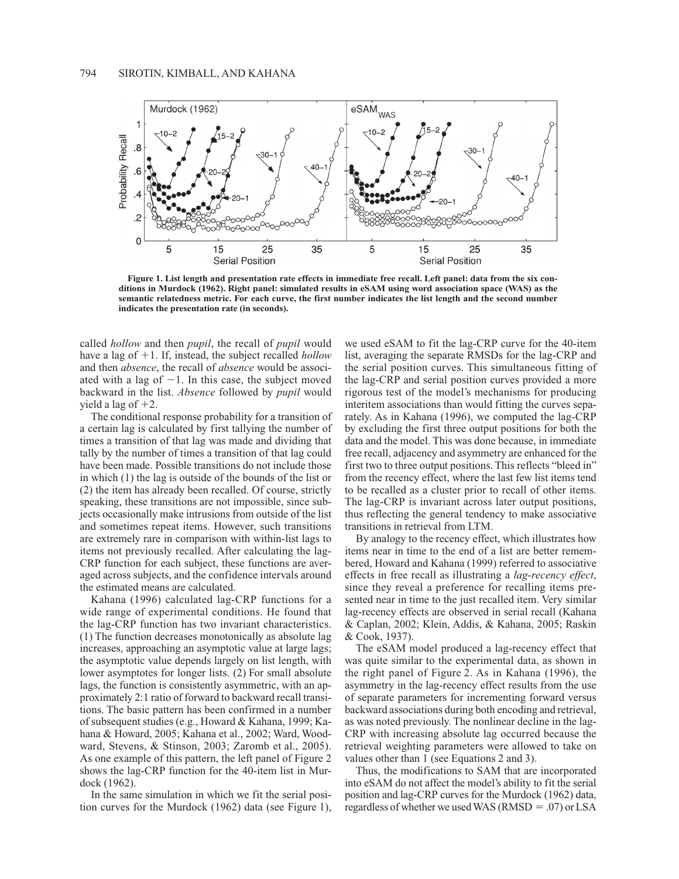**Figure 1. List length and presentation rate effects in immediate free recall. Left panel: data from the six conditions in Murdock (1962). Right panel: simulated results in eSAM using word association space (WAS) as the semantic relatedness metric. For each curve, the first number indicates the list length and the second number indicates the presentation rate (in seconds).**

called *hollow* and then *pupil*, the recall of *pupil* would have a lag of +1. If, instead, the subject recalled *hollow* and then *absence*, the recall of *absence* would be associated with a lag of −1. In this case, the subject moved backward in the list. *Absence* followed by *pupil* would yield a lag of +2.

The conditional response probability for a transition of a certain lag is calculated by first tallying the number of times a transition of that lag was made and dividing that tally by the number of times a transition of that lag could have been made. Possible transitions do not include those in which (1) the lag is outside of the bounds of the list or (2) the item has already been recalled. Of course, strictly speaking, these transitions are not impossible, since subjects occasionally make intrusions from outside of the list and sometimes repeat items. However, such transitions are extremely rare in comparison with within-list lags to items not previously recalled. After calculating the lag-CRP function for each subject, these functions are averaged across subjects, and the confidence intervals around the estimated means are calculated.

Kahana (1996) calculated lag-CRP functions for a wide range of experimental conditions. He found that the lag-CRP function has two invariant characteristics. (1) The function decreases monotonically as absolute lag increases, approaching an asymptotic value at large lags; the asymptotic value depends largely on list length, with lower asymptotes for longer lists. (2) For small absolute lags, the function is consistently asymmetric, with an approximately 2:1 ratio of forward to backward recall transitions. The basic pattern has been confirmed in a number of subsequent studies (e.g., Howard & Kahana, 1999; Kahana & Howard, 2005; Kahana et al., 2002; Ward, Woodward, Stevens, & Stinson, 2003; Zaromb et al., 2005). As one example of this pattern, the left panel of Figure 2 shows the lag-CRP function for the 40-item list in Murdock (1962).

In the same simulation in which we fit the serial position curves for the Murdock (1962) data (see Figure 1), we used eSAM to fit the lag-CRP curve for the 40-item list, averaging the separate RMSDs for the lag-CRP and the serial position curves. This simultaneous fitting of the lag-CRP and serial position curves provided a more rigorous test of the model's mechanisms for producing interitem associations than would fitting the curves separately. As in Kahana (1996), we computed the lag-CRP by excluding the first three output positions for both the data and the model. This was done because, in immediate free recall, adjacency and asymmetry are enhanced for the first two to three output positions. This reflects "bleed in" from the recency effect, where the last few list items tend to be recalled as a cluster prior to recall of other items. The lag-CRP is invariant across later output positions, thus reflecting the general tendency to make associative transitions in retrieval from LTM.

By analogy to the recency effect, which illustrates how items near in time to the end of a list are better remembered, Howard and Kahana (1999) referred to associative effects in free recall as illustrating a *lag-recency effect*, since they reveal a preference for recalling items presented near in time to the just recalled item. Very similar lag-recency effects are observed in serial recall (Kahana & Caplan, 2002; Klein, Addis, & Kahana, 2005; Raskin & Cook, 1937).

The eSAM model produced a lag-recency effect that was quite similar to the experimental data, as shown in the right panel of Figure 2. As in Kahana (1996), the asymmetry in the lag-recency effect results from the use of separate parameters for incrementing forward versus backward associations during both encoding and retrieval, as was noted previously. The nonlinear decline in the lag-CRP with increasing absolute lag occurred because the retrieval weighting parameters were allowed to take on values other than 1 (see Equations 2 and 3).

Thus, the modifications to SAM that are incorporated into eSAM do not affect the model's ability to fit the serial position and lag-CRP curves for the Murdock (1962) data, regardless of whether we used WAS (RMSD = .07) or LSA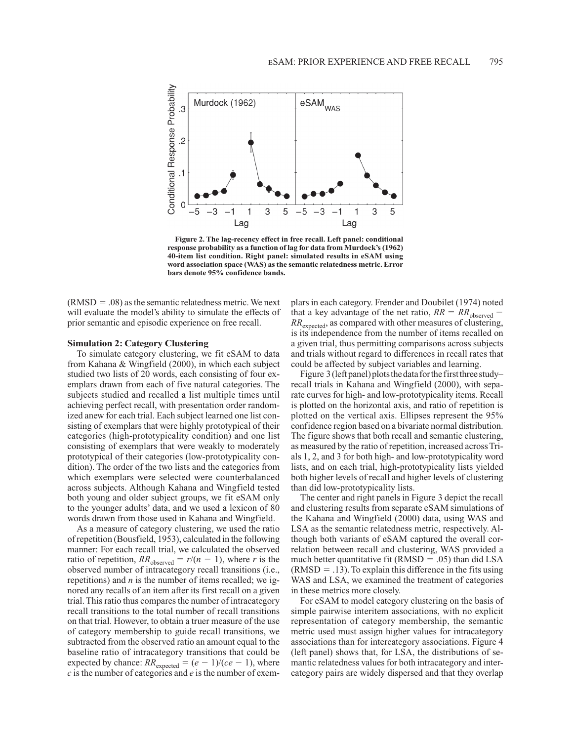Figure 2. The lag-recency effect in free recall. Left panel: conditional response probability as a function of lag for data from Murdock's (1962) 40-item list condition. Right panel: simulated results in eSAM using word association space (WAS) as the semantic relatedness metric. Error bars denote 95% confidence bands.

(RMSD = .08) as the semantic relatedness metric. We next will evaluate the model's ability to simulate the effects of prior semantic and episodic experience on free recall.

### Simulation 2: Category Clustering

To simulate category clustering, we fit eSAM to data from Kahana & Wingfield (2000), in which each subject studied two lists of 20 words, each consisting of four exemplars drawn from each of five natural categories. The subjects studied and recalled a list multiple times until achieving perfect recall, with presentation order randomized anew for each trial. Each subject learned one list consisting of exemplars that were highly prototypical of their categories (high-prototypicality condition) and one list consisting of exemplars that were weakly to moderately prototypical of their categories (low-prototypicality condition). The order of the two lists and the categories from which exemplars were selected were counterbalanced across subjects. Although Kahana and Wingfield tested both young and older subject groups, we fit eSAM only to the younger adults' data, and we used a lexicon of 80 words drawn from those used in Kahana and Wingfield.

As a measure of category clustering, we used the ratio of repetition (Bousfield, 1953), calculated in the following manner: For each recall trial, we calculated the observed ratio of repetition, $RR_{\text{observed}} = r/(n - 1)$, where $r$ is the observed number of intracategory recall transitions (i.e., repetitions) and $n$ is the number of items recalled; we ignored any recalls of an item after its first recall on a given trial. This ratio thus compares the number of intracategory recall transitions to the total number of recall transitions on that trial. However, to obtain a truer measure of the use of category membership to guide recall transitions, we subtracted from the observed ratio an amount equal to the baseline ratio of intracategory transitions that could be expected by chance: $RR_{\text{expected}} = (e - 1)/(ce - 1)$, where $c$ is the number of categories and $e$ is the number of exemplars in each category. Frender and Doubilet (1974) noted that a key advantage of the net ratio, $RR = RR_{\text{observed}} - RR_{\text{expected}}$, as compared with other measures of clustering, is its independence from the number of items recalled on a given trial, thus permitting comparisons across subjects and trials without regard to differences in recall rates that could be affected by subject variables and learning.

Figure 3 (left panel) plots the data for the first three study–recall trials in Kahana and Wingfield (2000), with separate curves for high- and low-prototypicality items. Recall is plotted on the horizontal axis, and ratio of repetition is plotted on the vertical axis. Ellipses represent the 95% confidence region based on a bivariate normal distribution. The figure shows that both recall and semantic clustering, as measured by the ratio of repetition, increased across Trials 1, 2, and 3 for both high- and low-prototypicality word lists, and on each trial, high-prototypicality lists yielded both higher levels of recall and higher levels of clustering than did low-prototypicality lists.

The center and right panels in Figure 3 depict the recall and clustering results from separate eSAM simulations of the Kahana and Wingfield (2000) data, using WAS and LSA as the semantic relatedness metric, respectively. Although both variants of eSAM captured the overall correlation between recall and clustering, WAS provided a much better quantitative fit (RMSD = .05) than did LSA (RMSD = .13). To explain this difference in the fits using WAS and LSA, we examined the treatment of categories in these metrics more closely.

For eSAM to model category clustering on the basis of simple pairwise interitem associations, with no explicit representation of category membership, the semantic metric used must assign higher values for intracategory associations than for intercategory associations. Figure 4 (left panel) shows that, for LSA, the distributions of semantic relatedness values for both intracategory and intercategory pairs are widely dispersed and that they overlap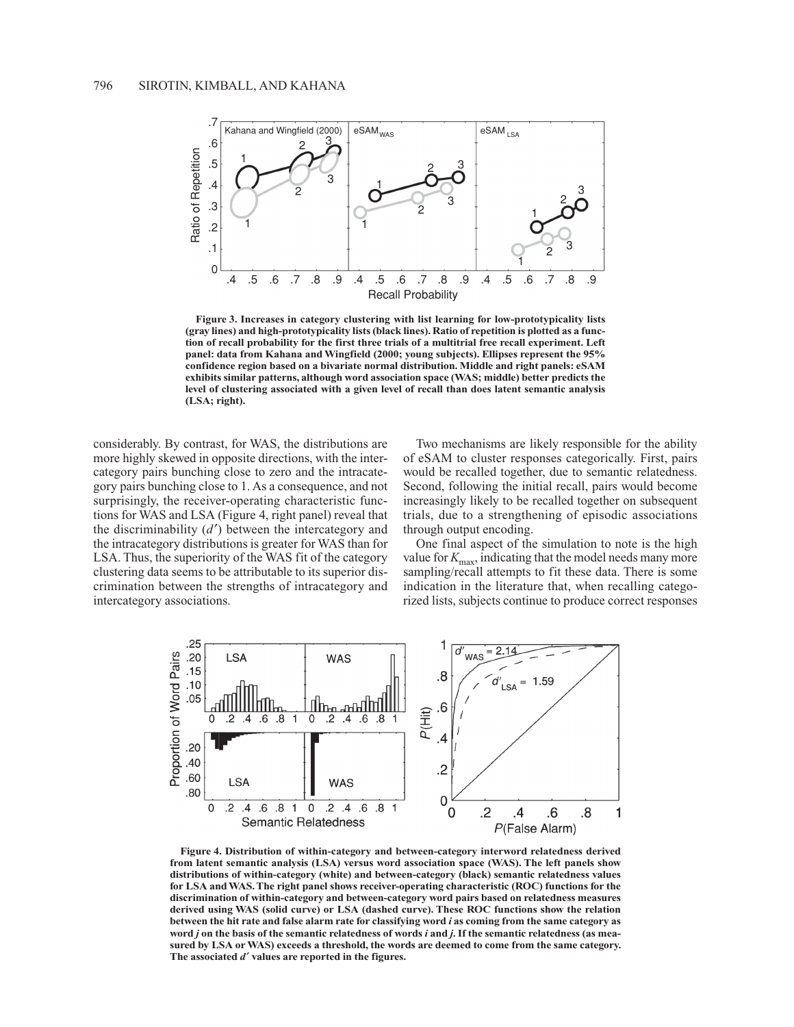Figure 3. Increases in category clustering with list learning for low-prototypicality lists (gray lines) and high-prototypicality lists (black lines). Ratio of repetition is plotted as a function of recall probability for the first three trials of a multitrial free recall experiment. Left panel: data from Kahana and Wingfield (2000; young subjects). Ellipses represent the 95% confidence region based on a bivariate normal distribution. Middle and right panels: eSAM exhibits similar patterns, although word association space (WAS; middle) better predicts the level of clustering associated with a given level of recall than does latent semantic analysis (LSA; right).

considerably. By contrast, for WAS, the distributions are more highly skewed in opposite directions, with the intercategory pairs bunching close to zero and the intracategory pairs bunching close to 1. As a consequence, and not surprisingly, the receiver-operating characteristic functions for WAS and LSA (Figure 4, right panel) reveal that the discriminability ($d'$) between the intercategory and the intracategory distributions is greater for WAS than for LSA. Thus, the superiority of the WAS fit of the category clustering data seems to be attributable to its superior discrimination between the strengths of intracategory and intercategory associations.

Two mechanisms are likely responsible for the ability of eSAM to cluster responses categorically. First, pairs would be recalled together, due to semantic relatedness. Second, following the initial recall, pairs would become increasingly likely to be recalled together on subsequent trials, due to a strengthening of episodic associations through output encoding.

One final aspect of the simulation to note is the high value for $K_{max}$, indicating that the model needs many more sampling/recall attempts to fit these data. There is some indication in the literature that, when recalling categorized lists, subjects continue to produce correct responses

Figure 4. Distribution of within-category and between-category interword relatedness derived from latent semantic analysis (LSA) versus word association space (WAS). The left panels show distributions of within-category (white) and between-category (black) semantic relatedness values for LSA and WAS. The right panel shows receiver-operating characteristic (ROC) functions for the discrimination of within-category and between-category word pairs based on relatedness measures derived using WAS (solid curve) or LSA (dashed curve). These ROC functions show the relation between the hit rate and false alarm rate for classifying word *i* as coming from the same category as word *j* on the basis of the semantic relatedness of words *i* and *j*. If the semantic relatedness (as measured by LSA or WAS) exceeds a threshold, the words are deemed to come from the same category. The associated $d'$ values are reported in the figures.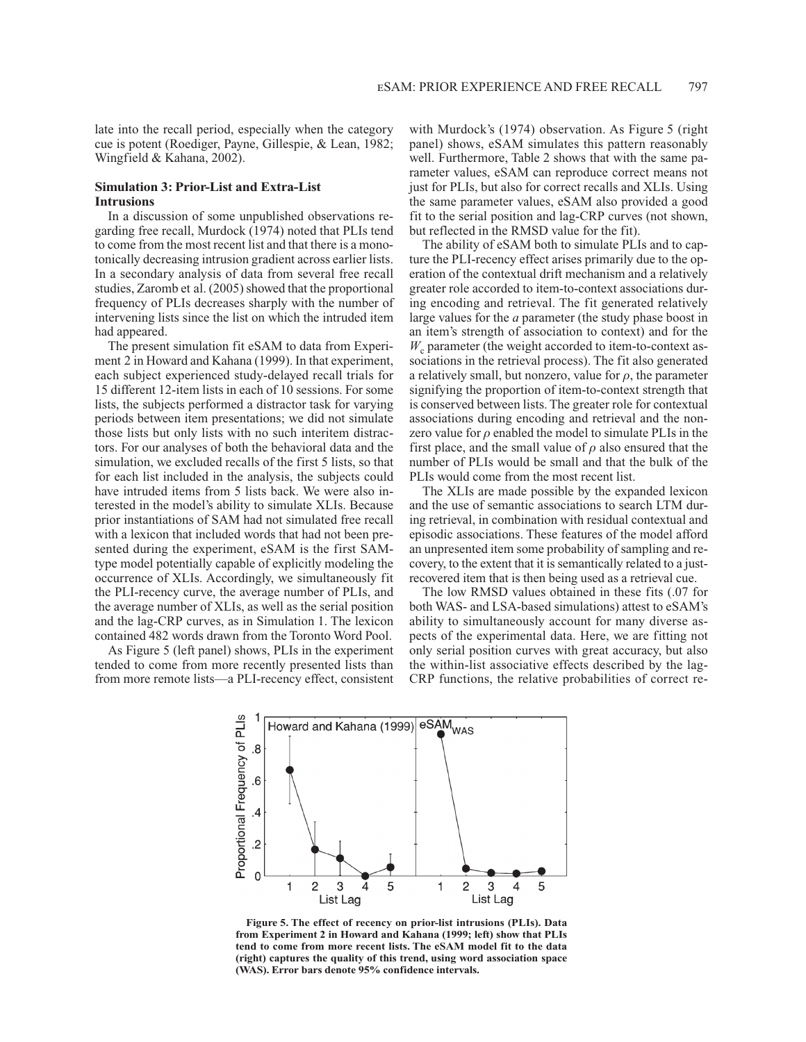late into the recall period, especially when the category cue is potent (Roediger, Payne, Gillespie, & Lean, 1982; Wingfield & Kahana, 2002).

## Simulation 3: Prior-List and Extra-List Intrusions

In a discussion of some unpublished observations regarding free recall, Murdock (1974) noted that PLIs tend to come from the most recent list and that there is a monotonically decreasing intrusion gradient across earlier lists. In a secondary analysis of data from several free recall studies, Zaromb et al. (2005) showed that the proportional frequency of PLIs decreases sharply with the number of intervening lists since the list on which the intruded item had appeared.

The present simulation fit eSAM to data from Experiment 2 in Howard and Kahana (1999). In that experiment, each subject experienced study-delayed recall trials for 15 different 12-item lists in each of 10 sessions. For some lists, the subjects performed a distractor task for varying periods between item presentations; we did not simulate those lists but only lists with no such interitem distractors. For our analyses of both the behavioral data and the simulation, we excluded recalls of the first 5 lists, so that for each list included in the analysis, the subjects could have intruded items from 5 lists back. We were also interested in the model's ability to simulate XLIs. Because prior instantiations of SAM had not simulated free recall with a lexicon that included words that had not been presented during the experiment, eSAM is the first SAM-type model potentially capable of explicitly modeling the occurrence of XLIs. Accordingly, we simultaneously fit the PLI-recency curve, the average number of PLIs, and the average number of XLIs, as well as the serial position and the lag-CRP curves, as in Simulation 1. The lexicon contained 482 words drawn from the Toronto Word Pool.

As Figure 5 (left panel) shows, PLIs in the experiment tended to come from more recently presented lists than from more remote lists—a PLI-recency effect, consistent with Murdock's (1974) observation. As Figure 5 (right panel) shows, eSAM simulates this pattern reasonably well. Furthermore, Table 2 shows that with the same parameter values, eSAM can reproduce correct means not just for PLIs, but also for correct recalls and XLIs. Using the same parameter values, eSAM also provided a good fit to the serial position and lag-CRP curves (not shown, but reflected in the RMSD value for the fit).

The ability of eSAM both to simulate PLIs and to capture the PLI-recency effect arises primarily due to the operation of the contextual drift mechanism and a relatively greater role accorded to item-to-context associations during encoding and retrieval. The fit generated relatively large values for the $a$ parameter (the study phase boost in an item's strength of association to context) and for the $W_c$ parameter (the weight accorded to item-to-context associations in the retrieval process). The fit also generated a relatively small, but nonzero, value for $\rho$, the parameter signifying the proportion of item-to-context strength that is conserved between lists. The greater role for contextual associations during encoding and retrieval and the nonzero value for $\rho$ enabled the model to simulate PLIs in the first place, and the small value of $\rho$ also ensured that the number of PLIs would be small and that the bulk of the PLIs would come from the most recent list.

The XLIs are made possible by the expanded lexicon and the use of semantic associations to search LTM during retrieval, in combination with residual contextual and episodic associations. These features of the model afford an unpresented item some probability of sampling and recovery, to the extent that it is semantically related to a just-recovered item that is then being used as a retrieval cue.

The low RMSD values obtained in these fits (.07 for both WAS- and LSA-based simulations) attest to eSAM's ability to simultaneously account for many diverse aspects of the experimental data. Here, we are fitting not only serial position curves with great accuracy, but also the within-list associative effects described by the lag-CRP functions, the relative probabilities of correct re-

**Figure 5. The effect of recency on prior-list intrusions (PLIs). Data from Experiment 2 in Howard and Kahana (1999; left) show that PLIs tend to come from more recent lists. The eSAM model fit to the data (right) captures the quality of this trend, using word association space (WAS). Error bars denote 95% confidence intervals.**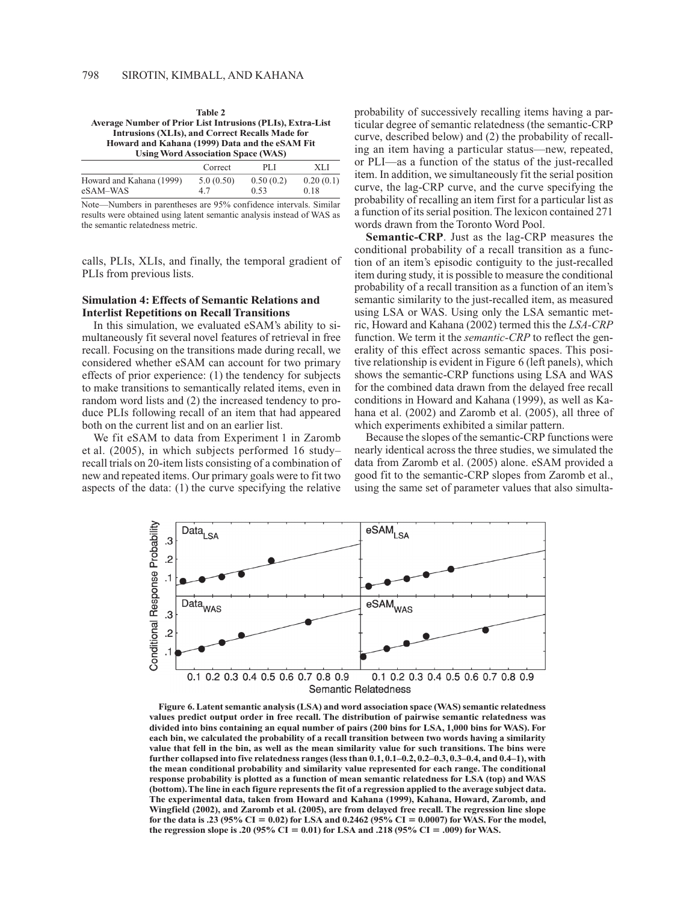**Table 2**
**Average Number of Prior List Intrusions (PLIs), Extra-List Intrusions (XLIs), and Correct Recalls Made for Howard and Kahana (1999) Data and the eSAM Fit Using Word Association Space (WAS)**

| | Correct | PLI | XLI |
|---|---|---|---|
| Howard and Kahana (1999) | 5.0 (0.50) | 0.50 (0.2) | 0.20 (0.1) |
| eSAM–WAS | 4.7 | 0.53 | 0.18 |

Note—Numbers in parentheses are 95% confidence intervals. Similar results were obtained using latent semantic analysis instead of WAS as the semantic relatedness metric.

calls, PLIs, XLIs, and finally, the temporal gradient of PLIs from previous lists.

### Simulation 4: Effects of Semantic Relations and Interlist Repetitions on Recall Transitions

In this simulation, we evaluated eSAM's ability to simultaneously fit several novel features of retrieval in free recall. Focusing on the transitions made during recall, we considered whether eSAM can account for two primary effects of prior experience: (1) the tendency for subjects to make transitions to semantically related items, even in random word lists and (2) the increased tendency to produce PLIs following recall of an item that had appeared both on the current list and on an earlier list.

We fit eSAM to data from Experiment 1 in Zaromb et al. (2005), in which subjects performed 16 study–recall trials on 20-item lists consisting of a combination of new and repeated items. Our primary goals were to fit two aspects of the data: (1) the curve specifying the relative probability of successively recalling items having a particular degree of semantic relatedness (the semantic-CRP curve, described below) and (2) the probability of recalling an item having a particular status—new, repeated, or PLI—as a function of the status of the just-recalled item. In addition, we simultaneously fit the serial position curve, the lag-CRP curve, and the curve specifying the probability of recalling an item first for a particular list as a function of its serial position. The lexicon contained 271 words drawn from the Toronto Word Pool.

**Semantic-CRP**. Just as the lag-CRP measures the conditional probability of a recall transition as a function of an item's episodic contiguity to the just-recalled item during study, it is possible to measure the conditional probability of a recall transition as a function of an item's semantic similarity to the just-recalled item, as measured using LSA or WAS. Using only the LSA semantic metric, Howard and Kahana (2002) termed this the *LSA-CRP* function. We term it the *semantic-CRP* to reflect the generality of this effect across semantic spaces. This positive relationship is evident in Figure 6 (left panels), which shows the semantic-CRP functions using LSA and WAS for the combined data drawn from the delayed free recall conditions in Howard and Kahana (1999), as well as Kahana et al. (2002) and Zaromb et al. (2005), all three of which experiments exhibited a similar pattern.

Because the slopes of the semantic-CRP functions were nearly identical across the three studies, we simulated the data from Zaromb et al. (2005) alone. eSAM provided a good fit to the semantic-CRP slopes from Zaromb et al., using the same set of parameter values that also simulta-

**Figure 6. Latent semantic analysis (LSA) and word association space (WAS) semantic relatedness values predict output order in free recall. The distribution of pairwise semantic relatedness was divided into bins containing an equal number of pairs (200 bins for LSA, 1,000 bins for WAS). For each bin, we calculated the probability of a recall transition between two words having a similarity value that fell in the bin, as well as the mean similarity value for such transitions. The bins were further collapsed into five relatedness ranges (less than 0.1, 0.1–0.2, 0.2–0.3, 0.3–0.4, and 0.4–1), with the mean conditional probability and similarity value represented for each range. The conditional response probability is plotted as a function of mean semantic relatedness for LSA (top) and WAS (bottom). The line in each figure represents the fit of a regression applied to the average subject data. The experimental data, taken from Howard and Kahana (1999), Kahana, Howard, Zaromb, and Wingfield (2002), and Zaromb et al. (2005), are from delayed free recall. The regression line slope for the data is .23 (95% CI = 0.02) for LSA and 0.2462 (95% CI = 0.0007) for WAS. For the model, the regression slope is .20 (95% CI = 0.01) for LSA and .218 (95% CI = .009) for WAS.**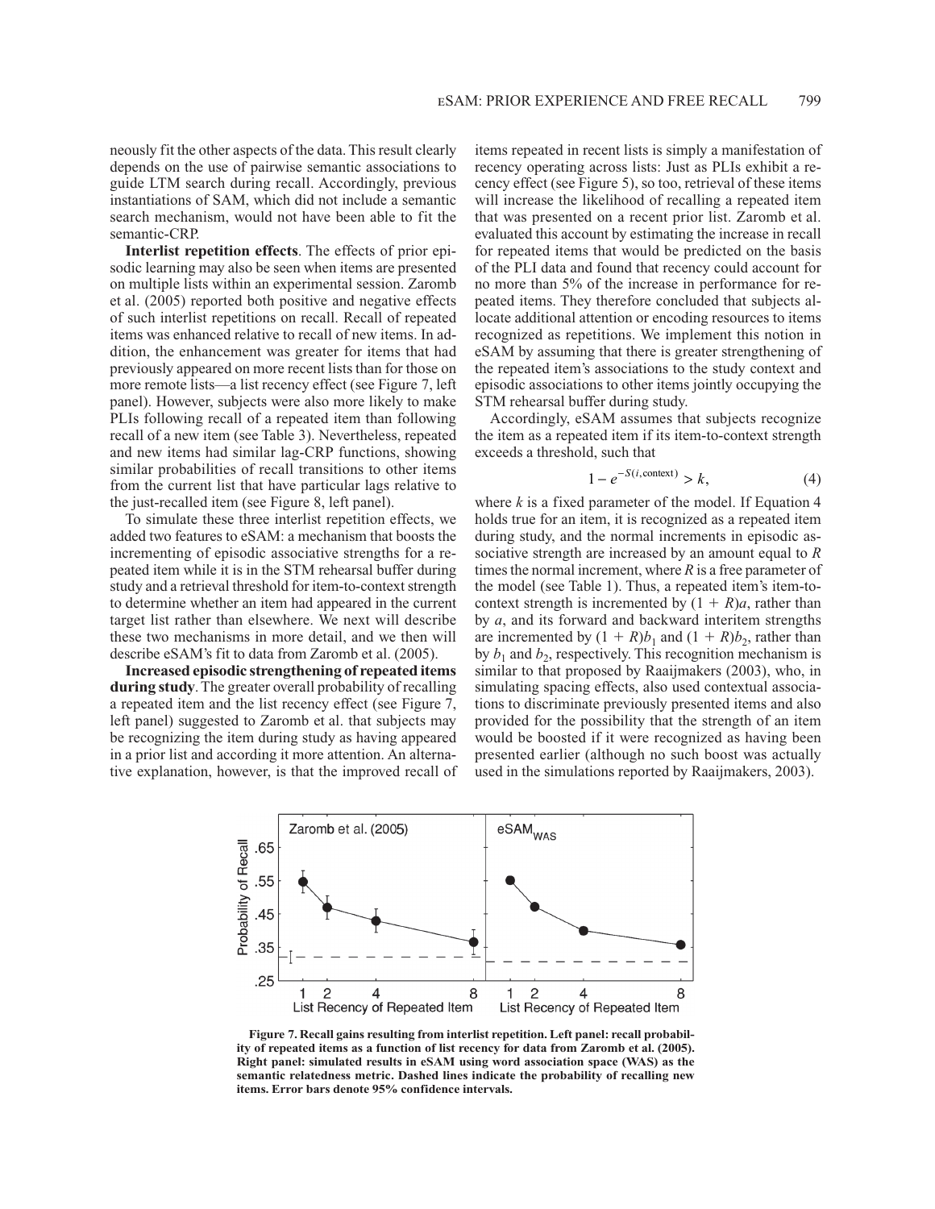neously fit the other aspects of the data. This result clearly depends on the use of pairwise semantic associations to guide LTM search during recall. Accordingly, previous instantiations of SAM, which did not include a semantic search mechanism, would not have been able to fit the semantic-CRP.

**Interlist repetition effects**. The effects of prior episodic learning may also be seen when items are presented on multiple lists within an experimental session. Zaromb et al. (2005) reported both positive and negative effects of such interlist repetitions on recall. Recall of repeated items was enhanced relative to recall of new items. In addition, the enhancement was greater for items that had previously appeared on more recent lists than for those on more remote lists—a list recency effect (see Figure 7, left panel). However, subjects were also more likely to make PLIs following recall of a repeated item than following recall of a new item (see Table 3). Nevertheless, repeated and new items had similar lag-CRP functions, showing similar probabilities of recall transitions to other items from the current list that have particular lags relative to the just-recalled item (see Figure 8, left panel).

To simulate these three interlist repetition effects, we added two features to eSAM: a mechanism that boosts the incrementing of episodic associative strengths for a repeated item while it is in the STM rehearsal buffer during study and a retrieval threshold for item-to-context strength to determine whether an item had appeared in the current target list rather than elsewhere. We next will describe these two mechanisms in more detail, and we then will describe eSAM's fit to data from Zaromb et al. (2005).

**Increased episodic strengthening of repeated items during study**. The greater overall probability of recalling a repeated item and the list recency effect (see Figure 7, left panel) suggested to Zaromb et al. that subjects may be recognizing the item during study as having appeared in a prior list and according it more attention. An alternative explanation, however, is that the improved recall of items repeated in recent lists is simply a manifestation of recency operating across lists: Just as PLIs exhibit a recency effect (see Figure 5), so too, retrieval of these items will increase the likelihood of recalling a repeated item that was presented on a recent prior list. Zaromb et al. evaluated this account by estimating the increase in recall for repeated items that would be predicted on the basis of the PLI data and found that recency could account for no more than 5% of the increase in performance for repeated items. They therefore concluded that subjects allocate additional attention or encoding resources to items recognized as repetitions. We implement this notion in eSAM by assuming that there is greater strengthening of the repeated item's associations to the study context and episodic associations to other items jointly occupying the STM rehearsal buffer during study.

Accordingly, eSAM assumes that subjects recognize the item as a repeated item if its item-to-context strength exceeds a threshold, such that

$$1 - e^{-S(i,\text{context})} > k, \tag{4}$$

where $k$ is a fixed parameter of the model. If Equation 4 holds true for an item, it is recognized as a repeated item during study, and the normal increments in episodic associative strength are increased by an amount equal to $R$ times the normal increment, where $R$ is a free parameter of the model (see Table 1). Thus, a repeated item's item-to-context strength is incremented by $(1 + R)a$, rather than by $a$, and its forward and backward interitem strengths are incremented by $(1 + R)b_1$ and $(1 + R)b_2$, rather than by $b_1$ and $b_2$, respectively. This recognition mechanism is similar to that proposed by Raaijmakers (2003), who, in simulating spacing effects, also used contextual associations to discriminate previously presented items and also provided for the possibility that the strength of an item would be boosted if it were recognized as having been presented earlier (although no such boost was actually used in the simulations reported by Raaijmakers, 2003).

**Figure 7. Recall gains resulting from interlist repetition. Left panel: recall probability of repeated items as a function of list recency for data from Zaromb et al. (2005). Right panel: simulated results in eSAM using word association space (WAS) as the semantic relatedness metric. Dashed lines indicate the probability of recalling new items. Error bars denote 95% confidence intervals.**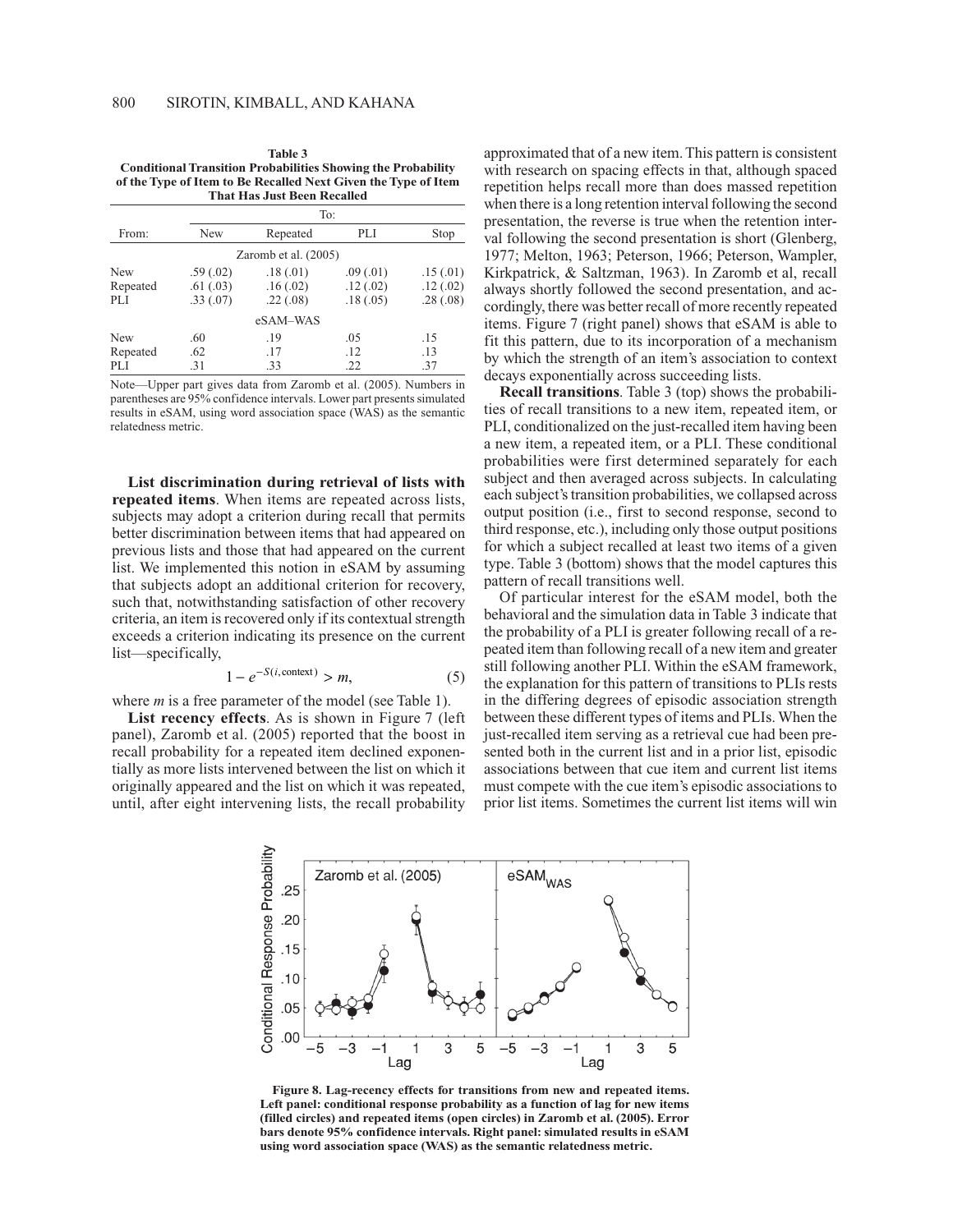**Table 3**
**Conditional Transition Probabilities Showing the Probability of the Type of Item to Be Recalled Next Given the Type of Item That Has Just Been Recalled**

| From: | To: New | Repeated | PLI | Stop |
|---|---|---|---|---|
| | Zaromb et al. (2005) | | | |
| New | .59 (.02) | .18 (.01) | .09 (.01) | .15 (.01) |
| Repeated | .61 (.03) | .16 (.02) | .12 (.02) | .12 (.02) |
| PLI | .33 (.07) | .22 (.08) | .18 (.05) | .28 (.08) |
| | eSAM–WAS | | | |
| New | .60 | .19 | .05 | .15 |
| Repeated | .62 | .17 | .12 | .13 |
| PLI | .31 | .33 | .22 | .37 |

Note—Upper part gives data from Zaromb et al. (2005). Numbers in parentheses are 95% confidence intervals. Lower part presents simulated results in eSAM, using word association space (WAS) as the semantic relatedness metric.

**List discrimination during retrieval of lists with repeated items**. When items are repeated across lists, subjects may adopt a criterion during recall that permits better discrimination between items that had appeared on previous lists and those that had appeared on the current list. We implemented this notion in eSAM by assuming that subjects adopt an additional criterion for recovery, such that, notwithstanding satisfaction of other recovery criteria, an item is recovered only if its contextual strength exceeds a criterion indicating its presence on the current list—specifically,

$$1 - e^{-S(i,\text{context})} > m, \tag{5}$$

where $m$ is a free parameter of the model (see Table 1).

**List recency effects**. As is shown in Figure 7 (left panel), Zaromb et al. (2005) reported that the boost in recall probability for a repeated item declined exponentially as more lists intervened between the list on which it originally appeared and the list on which it was repeated, until, after eight intervening lists, the recall probability approximated that of a new item. This pattern is consistent with research on spacing effects in that, although spaced repetition helps recall more than does massed repetition when there is a long retention interval following the second presentation, the reverse is true when the retention interval following the second presentation is short (Glenberg, 1977; Melton, 1963; Peterson, 1966; Peterson, Wampler, Kirkpatrick, & Saltzman, 1963). In Zaromb et al, recall always shortly followed the second presentation, and accordingly, there was better recall of more recently repeated items. Figure 7 (right panel) shows that eSAM is able to fit this pattern, due to its incorporation of a mechanism by which the strength of an item's association to context decays exponentially across succeeding lists.

**Recall transitions**. Table 3 (top) shows the probabilities of recall transitions to a new item, repeated item, or PLI, conditionalized on the just-recalled item having been a new item, a repeated item, or a PLI. These conditional probabilities were first determined separately for each subject and then averaged across subjects. In calculating each subject's transition probabilities, we collapsed across output position (i.e., first to second response, second to third response, etc.), including only those output positions for which a subject recalled at least two items of a given type. Table 3 (bottom) shows that the model captures this pattern of recall transitions well.

Of particular interest for the eSAM model, both the behavioral and the simulation data in Table 3 indicate that the probability of a PLI is greater following recall of a repeated item than following recall of a new item and greater still following another PLI. Within the eSAM framework, the explanation for this pattern of transitions to PLIs rests in the differing degrees of episodic association strength between these different types of items and PLIs. When the just-recalled item serving as a retrieval cue had been presented both in the current list and in a prior list, episodic associations between that cue item and current list items must compete with the cue item's episodic associations to prior list items. Sometimes the current list items will win

**Figure 8. Lag-recency effects for transitions from new and repeated items. Left panel: conditional response probability as a function of lag for new items (filled circles) and repeated items (open circles) in Zaromb et al. (2005). Error bars denote 95% confidence intervals. Right panel: simulated results in eSAM using word association space (WAS) as the semantic relatedness metric.**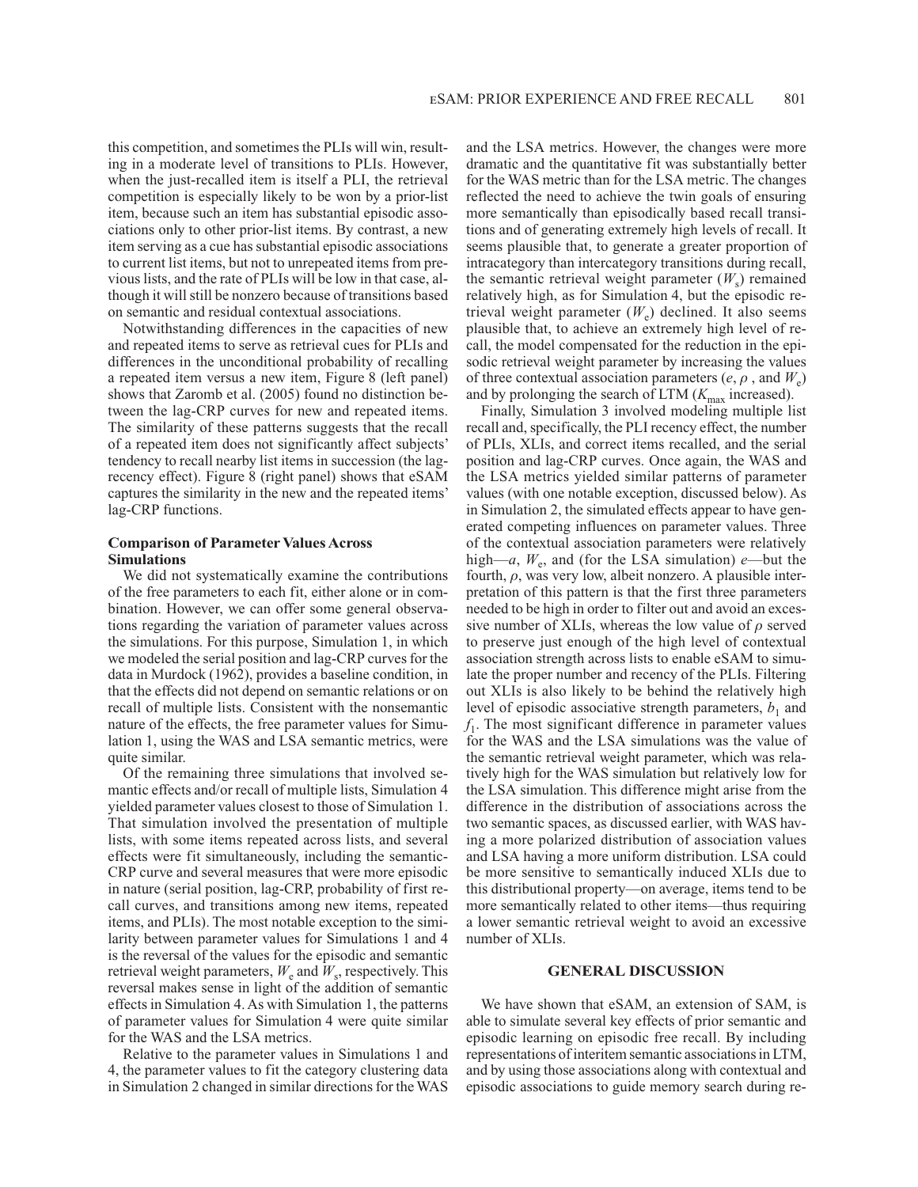this competition, and sometimes the PLIs will win, resulting in a moderate level of transitions to PLIs. However, when the just-recalled item is itself a PLI, the retrieval competition is especially likely to be won by a prior-list item, because such an item has substantial episodic associations only to other prior-list items. By contrast, a new item serving as a cue has substantial episodic associations to current list items, but not to unrepeated items from previous lists, and the rate of PLIs will be low in that case, although it will still be nonzero because of transitions based on semantic and residual contextual associations.

Notwithstanding differences in the capacities of new and repeated items to serve as retrieval cues for PLIs and differences in the unconditional probability of recalling a repeated item versus a new item, Figure 8 (left panel) shows that Zaromb et al. (2005) found no distinction between the lag-CRP curves for new and repeated items. The similarity of these patterns suggests that the recall of a repeated item does not significantly affect subjects' tendency to recall nearby list items in succession (the lag-recency effect). Figure 8 (right panel) shows that eSAM captures the similarity in the new and the repeated items' lag-CRP functions.

### Comparison of Parameter Values Across Simulations

We did not systematically examine the contributions of the free parameters to each fit, either alone or in combination. However, we can offer some general observations regarding the variation of parameter values across the simulations. For this purpose, Simulation 1, in which we modeled the serial position and lag-CRP curves for the data in Murdock (1962), provides a baseline condition, in that the effects did not depend on semantic relations or on recall of multiple lists. Consistent with the nonsemantic nature of the effects, the free parameter values for Simulation 1, using the WAS and LSA semantic metrics, were quite similar.

Of the remaining three simulations that involved semantic effects and/or recall of multiple lists, Simulation 4 yielded parameter values closest to those of Simulation 1. That simulation involved the presentation of multiple lists, with some items repeated across lists, and several effects were fit simultaneously, including the semantic-CRP curve and several measures that were more episodic in nature (serial position, lag-CRP, probability of first recall curves, and transitions among new items, repeated items, and PLIs). The most notable exception to the similarity between parameter values for Simulations 1 and 4 is the reversal of the values for the episodic and semantic retrieval weight parameters, $W_e$ and $W_s$, respectively. This reversal makes sense in light of the addition of semantic effects in Simulation 4. As with Simulation 1, the patterns of parameter values for Simulation 4 were quite similar for the WAS and the LSA metrics.

Relative to the parameter values in Simulations 1 and 4, the parameter values to fit the category clustering data in Simulation 2 changed in similar directions for the WAS and the LSA metrics. However, the changes were more dramatic and the quantitative fit was substantially better for the WAS metric than for the LSA metric. The changes reflected the need to achieve the twin goals of ensuring more semantically than episodically based recall transitions and of generating extremely high levels of recall. It seems plausible that, to generate a greater proportion of intracategory than intercategory transitions during recall, the semantic retrieval weight parameter ($W_s$) remained relatively high, as for Simulation 4, but the episodic retrieval weight parameter ($W_e$) declined. It also seems plausible that, to achieve an extremely high level of recall, the model compensated for the reduction in the episodic retrieval weight parameter by increasing the values of three contextual association parameters ($e$, $\rho$, and $W_c$) and by prolonging the search of LTM ($K_{max}$ increased).

Finally, Simulation 3 involved modeling multiple list recall and, specifically, the PLI recency effect, the number of PLIs, XLIs, and correct items recalled, and the serial position and lag-CRP curves. Once again, the WAS and the LSA metrics yielded similar patterns of parameter values (with one notable exception, discussed below). As in Simulation 2, the simulated effects appear to have generated competing influences on parameter values. Three of the contextual association parameters were relatively high—$a$, $W_c$, and (for the LSA simulation) $e$—but the fourth, $\rho$, was very low, albeit nonzero. A plausible interpretation of this pattern is that the first three parameters needed to be high in order to filter out and avoid an excessive number of XLIs, whereas the low value of $\rho$ served to preserve just enough of the high level of contextual association strength across lists to enable eSAM to simulate the proper number and recency of the PLIs. Filtering out XLIs is also likely to be behind the relatively high level of episodic associative strength parameters, $b_1$ and $f_1$. The most significant difference in parameter values for the WAS and the LSA simulations was the value of the semantic retrieval weight parameter, which was relatively high for the WAS simulation but relatively low for the LSA simulation. This difference might arise from the difference in the distribution of associations across the two semantic spaces, as discussed earlier, with WAS having a more polarized distribution of association values and LSA having a more uniform distribution. LSA could be more sensitive to semantically induced XLIs due to this distributional property—on average, items tend to be more semantically related to other items—thus requiring a lower semantic retrieval weight to avoid an excessive number of XLIs.

## GENERAL DISCUSSION

We have shown that eSAM, an extension of SAM, is able to simulate several key effects of prior semantic and episodic learning on episodic free recall. By including representations of interitem semantic associations in LTM, and by using those associations along with contextual and episodic associations to guide memory search during re-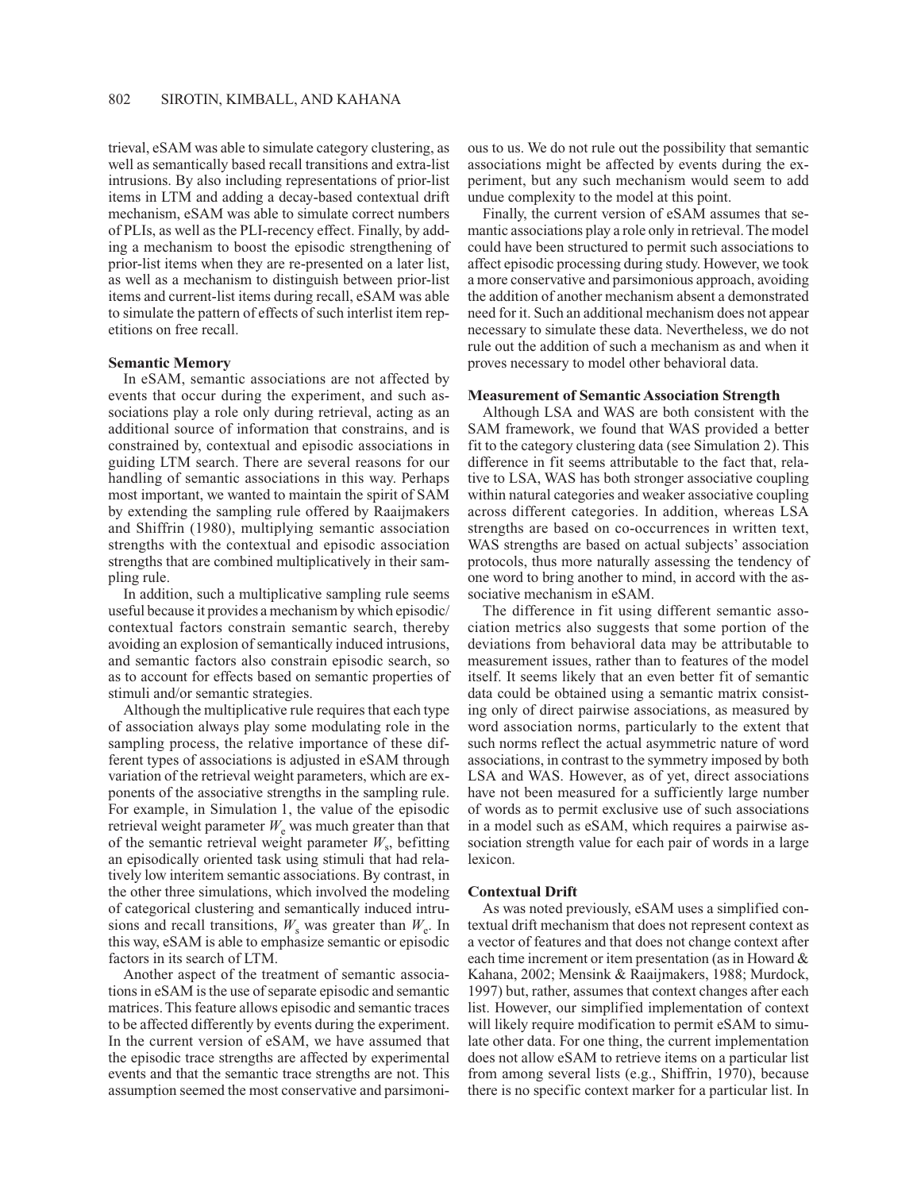trieval, eSAM was able to simulate category clustering, as well as semantically based recall transitions and extra-list intrusions. By also including representations of prior-list items in LTM and adding a decay-based contextual drift mechanism, eSAM was able to simulate correct numbers of PLIs, as well as the PLI-recency effect. Finally, by adding a mechanism to boost the episodic strengthening of prior-list items when they are re-presented on a later list, as well as a mechanism to distinguish between prior-list items and current-list items during recall, eSAM was able to simulate the pattern of effects of such interlist item repetitions on free recall.

### Semantic Memory

In eSAM, semantic associations are not affected by events that occur during the experiment, and such associations play a role only during retrieval, acting as an additional source of information that constrains, and is constrained by, contextual and episodic associations in guiding LTM search. There are several reasons for our handling of semantic associations in this way. Perhaps most important, we wanted to maintain the spirit of SAM by extending the sampling rule offered by Raaijmakers and Shiffrin (1980), multiplying semantic association strengths with the contextual and episodic association strengths that are combined multiplicatively in their sampling rule.

In addition, such a multiplicative sampling rule seems useful because it provides a mechanism by which episodic/contextual factors constrain semantic search, thereby avoiding an explosion of semantically induced intrusions, and semantic factors also constrain episodic search, so as to account for effects based on semantic properties of stimuli and/or semantic strategies.

Although the multiplicative rule requires that each type of association always play some modulating role in the sampling process, the relative importance of these different types of associations is adjusted in eSAM through variation of the retrieval weight parameters, which are exponents of the associative strengths in the sampling rule. For example, in Simulation 1, the value of the episodic retrieval weight parameter $W_e$ was much greater than that of the semantic retrieval weight parameter $W_s$, befitting an episodically oriented task using stimuli that had relatively low interitem semantic associations. By contrast, in the other three simulations, which involved the modeling of categorical clustering and semantically induced intrusions and recall transitions, $W_s$ was greater than $W_e$. In this way, eSAM is able to emphasize semantic or episodic factors in its search of LTM.

Another aspect of the treatment of semantic associations in eSAM is the use of separate episodic and semantic matrices. This feature allows episodic and semantic traces to be affected differently by events during the experiment. In the current version of eSAM, we have assumed that the episodic trace strengths are affected by experimental events and that the semantic trace strengths are not. This assumption seemed the most conservative and parsimonious to us. We do not rule out the possibility that semantic associations might be affected by events during the experiment, but any such mechanism would seem to add undue complexity to the model at this point.

Finally, the current version of eSAM assumes that semantic associations play a role only in retrieval. The model could have been structured to permit such associations to affect episodic processing during study. However, we took a more conservative and parsimonious approach, avoiding the addition of another mechanism absent a demonstrated need for it. Such an additional mechanism does not appear necessary to simulate these data. Nevertheless, we do not rule out the addition of such a mechanism as and when it proves necessary to model other behavioral data.

### Measurement of Semantic Association Strength

Although LSA and WAS are both consistent with the SAM framework, we found that WAS provided a better fit to the category clustering data (see Simulation 2). This difference in fit seems attributable to the fact that, relative to LSA, WAS has both stronger associative coupling within natural categories and weaker associative coupling across different categories. In addition, whereas LSA strengths are based on co-occurrences in written text, WAS strengths are based on actual subjects' association protocols, thus more naturally assessing the tendency of one word to bring another to mind, in accord with the associative mechanism in eSAM.

The difference in fit using different semantic association metrics also suggests that some portion of the deviations from behavioral data may be attributable to measurement issues, rather than to features of the model itself. It seems likely that an even better fit of semantic data could be obtained using a semantic matrix consisting only of direct pairwise associations, as measured by word association norms, particularly to the extent that such norms reflect the actual asymmetric nature of word associations, in contrast to the symmetry imposed by both LSA and WAS. However, as of yet, direct associations have not been measured for a sufficiently large number of words as to permit exclusive use of such associations in a model such as eSAM, which requires a pairwise association strength value for each pair of words in a large lexicon.

### Contextual Drift

As was noted previously, eSAM uses a simplified contextual drift mechanism that does not represent context as a vector of features and that does not change context after each time increment or item presentation (as in Howard & Kahana, 2002; Mensink & Raaijmakers, 1988; Murdock, 1997) but, rather, assumes that context changes after each list. However, our simplified implementation of context will likely require modification to permit eSAM to simulate other data. For one thing, the current implementation does not allow eSAM to retrieve items on a particular list from among several lists (e.g., Shiffrin, 1970), because there is no specific context marker for a particular list. In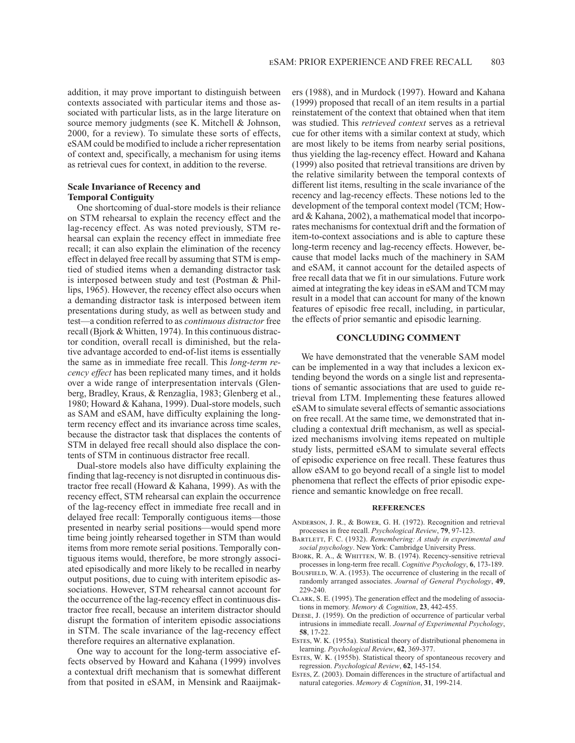addition, it may prove important to distinguish between contexts associated with particular items and those associated with particular lists, as in the large literature on source memory judgments (see K. Mitchell & Johnson, 2000, for a review). To simulate these sorts of effects, eSAM could be modified to include a richer representation of context and, specifically, a mechanism for using items as retrieval cues for context, in addition to the reverse.

### Scale Invariance of Recency and Temporal Contiguity

One shortcoming of dual-store models is their reliance on STM rehearsal to explain the recency effect and the lag-recency effect. As was noted previously, STM rehearsal can explain the recency effect in immediate free recall; it can also explain the elimination of the recency effect in delayed free recall by assuming that STM is emptied of studied items when a demanding distractor task is interposed between study and test (Postman & Phillips, 1965). However, the recency effect also occurs when a demanding distractor task is interposed between item presentations during study, as well as between study and test—a condition referred to as *continuous distractor* free recall (Bjork & Whitten, 1974). In this continuous distractor condition, overall recall is diminished, but the relative advantage accorded to end-of-list items is essentially the same as in immediate free recall. This *long-term recency effect* has been replicated many times, and it holds over a wide range of interpresentation intervals (Glenberg, Bradley, Kraus, & Renzaglia, 1983; Glenberg et al., 1980; Howard & Kahana, 1999). Dual-store models, such as SAM and eSAM, have difficulty explaining the long-term recency effect and its invariance across time scales, because the distractor task that displaces the contents of STM in delayed free recall should also displace the contents of STM in continuous distractor free recall.

Dual-store models also have difficulty explaining the finding that lag-recency is not disrupted in continuous distractor free recall (Howard & Kahana, 1999). As with the recency effect, STM rehearsal can explain the occurrence of the lag-recency effect in immediate free recall and in delayed free recall: Temporally contiguous items—those presented in nearby serial positions—would spend more time being jointly rehearsed together in STM than would items from more remote serial positions. Temporally contiguous items would, therefore, be more strongly associated episodically and more likely to be recalled in nearby output positions, due to cuing with interitem episodic associations. However, STM rehearsal cannot account for the occurrence of the lag-recency effect in continuous distractor free recall, because an interitem distractor should disrupt the formation of interitem episodic associations in STM. The scale invariance of the lag-recency effect therefore requires an alternative explanation.

One way to account for the long-term associative effects observed by Howard and Kahana (1999) involves a contextual drift mechanism that is somewhat different from that posited in eSAM, in Mensink and Raaijmakers (1988), and in Murdock (1997). Howard and Kahana (1999) proposed that recall of an item results in a partial reinstatement of the context that obtained when that item was studied. This *retrieved context* serves as a retrieval cue for other items with a similar context at study, which are most likely to be items from nearby serial positions, thus yielding the lag-recency effect. Howard and Kahana (1999) also posited that retrieval transitions are driven by the relative similarity between the temporal contexts of different list items, resulting in the scale invariance of the recency and lag-recency effects. These notions led to the development of the temporal context model (TCM; Howard & Kahana, 2002), a mathematical model that incorporates mechanisms for contextual drift and the formation of item-to-context associations and is able to capture these long-term recency and lag-recency effects. However, because that model lacks much of the machinery in SAM and eSAM, it cannot account for the detailed aspects of free recall data that we fit in our simulations. Future work aimed at integrating the key ideas in eSAM and TCM may result in a model that can account for many of the known features of episodic free recall, including, in particular, the effects of prior semantic and episodic learning.

## CONCLUDING COMMENT

We have demonstrated that the venerable SAM model can be implemented in a way that includes a lexicon extending beyond the words on a single list and representations of semantic associations that are used to guide retrieval from LTM. Implementing these features allowed eSAM to simulate several effects of semantic associations on free recall. At the same time, we demonstrated that including a contextual drift mechanism, as well as specialized mechanisms involving items repeated on multiple study lists, permitted eSAM to simulate several effects of episodic experience on free recall. These features thus allow eSAM to go beyond recall of a single list to model phenomena that reflect the effects of prior episodic experience and semantic knowledge on free recall.

## REFERENCES

Anderson, J. R., & Bower, G. H. (1972). Recognition and retrieval processes in free recall. *Psychological Review*, **79**, 97-123.

Bartlett, F. C. (1932). *Remembering: A study in experimental and social psychology*. New York: Cambridge University Press.

Bjork, R. A., & Whitten, W. B. (1974). Recency-sensitive retrieval processes in long-term free recall. *Cognitive Psychology*, **6**, 173-189.

Bousfield, W. A. (1953). The occurrence of clustering in the recall of randomly arranged associates. *Journal of General Psychology*, **49**, 229-240.

Clark, S. E. (1995). The generation effect and the modeling of associations in memory. *Memory & Cognition*, **23**, 442-455.

Deese, J. (1959). On the prediction of occurrence of particular verbal intrusions in immediate recall. *Journal of Experimental Psychology*, **58**, 17-22.

Estes, W. K. (1955a). Statistical theory of distributional phenomena in learning. *Psychological Review*, **62**, 369-377.

Estes, W. K. (1955b). Statistical theory of spontaneous recovery and regression. *Psychological Review*, **62**, 145-154.

Estes, Z. (2003). Domain differences in the structure of artifactual and natural categories. *Memory & Cognition*, **31**, 199-214.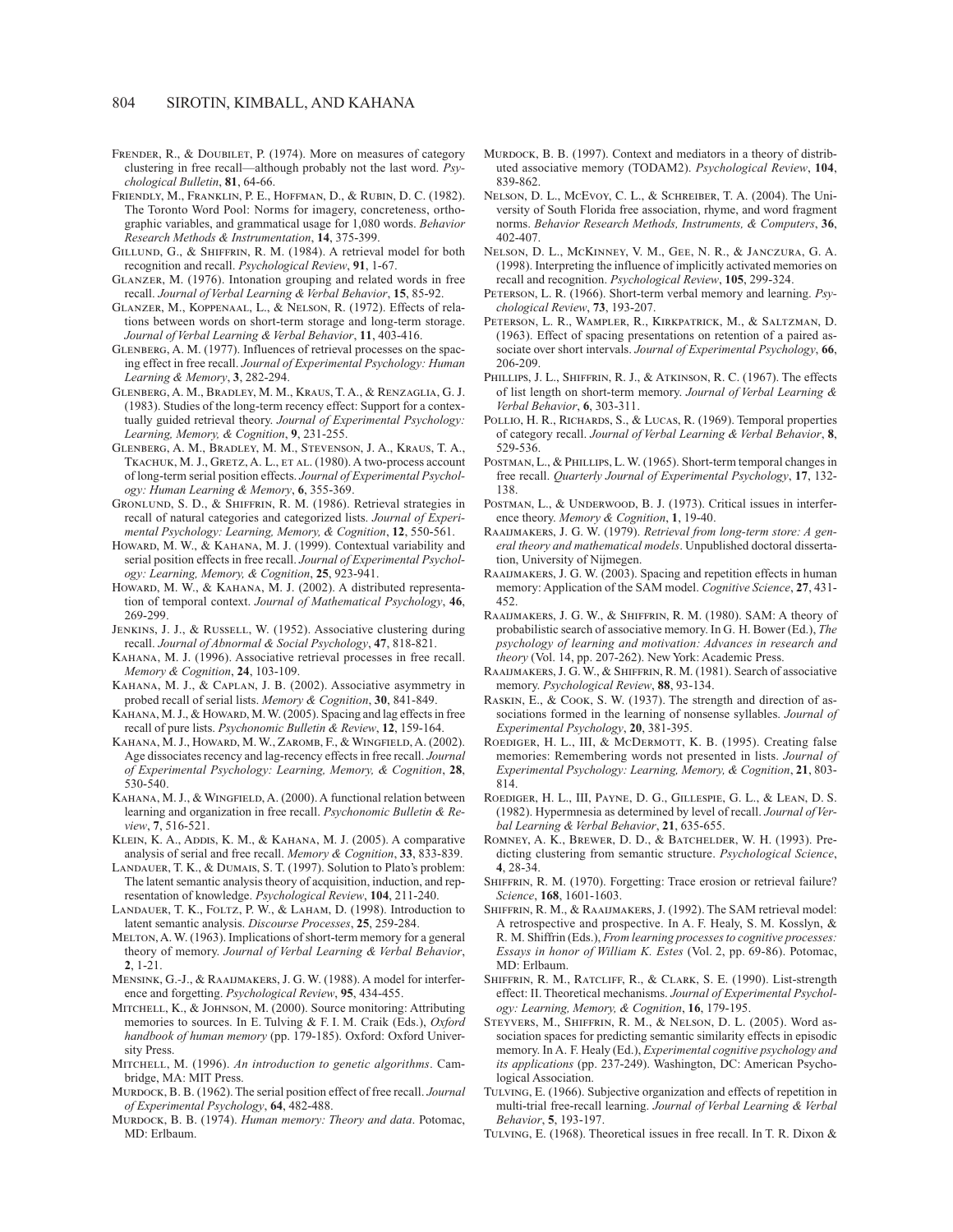Frender, R., & Doubilet, P. (1974). More on measures of category clustering in free recall—although probably not the last word. *Psychological Bulletin*, **81**, 64-66.

Friendly, M., Franklin, P. E., Hoffman, D., & Rubin, D. C. (1982). The Toronto Word Pool: Norms for imagery, concreteness, orthographic variables, and grammatical usage for 1,080 words. *Behavior Research Methods & Instrumentation*, **14**, 375-399.

Gillund, G., & Shiffrin, R. M. (1984). A retrieval model for both recognition and recall. *Psychological Review*, **91**, 1-67.

Glanzer, M. (1976). Intonation grouping and related words in free recall. *Journal of Verbal Learning & Verbal Behavior*, **15**, 85-92.

Glanzer, M., Koppenaal, L., & Nelson, R. (1972). Effects of relations between words on short-term storage and long-term storage. *Journal of Verbal Learning & Verbal Behavior*, **11**, 403-416.

Glenberg, A. M. (1977). Influences of retrieval processes on the spacing effect in free recall. *Journal of Experimental Psychology: Human Learning & Memory*, **3**, 282-294.

Glenberg, A. M., Bradley, M. M., Kraus, T. A., & Renzaglia, G. J. (1983). Studies of the long-term recency effect: Support for a contextually guided retrieval theory. *Journal of Experimental Psychology: Learning, Memory, & Cognition*, **9**, 231-255.

Glenberg, A. M., Bradley, M. M., Stevenson, J. A., Kraus, T. A., Tkachuk, M. J., Gretz, A. L., et al. (1980). A two-process account of long-term serial position effects. *Journal of Experimental Psychology: Human Learning & Memory*, **6**, 355-369.

Gronlund, S. D., & Shiffrin, R. M. (1986). Retrieval strategies in recall of natural categories and categorized lists. *Journal of Experimental Psychology: Learning, Memory, & Cognition*, **12**, 550-561.

Howard, M. W., & Kahana, M. J. (1999). Contextual variability and serial position effects in free recall. *Journal of Experimental Psychology: Learning, Memory, & Cognition*, **25**, 923-941.

Howard, M. W., & Kahana, M. J. (2002). A distributed representation of temporal context. *Journal of Mathematical Psychology*, **46**, 269-299.

Jenkins, J. J., & Russell, W. (1952). Associative clustering during recall. *Journal of Abnormal & Social Psychology*, **47**, 818-821.

Kahana, M. J. (1996). Associative retrieval processes in free recall. *Memory & Cognition*, **24**, 103-109.

Kahana, M. J., & Caplan, J. B. (2002). Associative asymmetry in probed recall of serial lists. *Memory & Cognition*, **30**, 841-849.

Kahana, M. J., & Howard, M. W. (2005). Spacing and lag effects in free recall of pure lists. *Psychonomic Bulletin & Review*, **12**, 159-164.

Kahana, M. J., Howard, M. W., Zaromb, F., & Wingfield, A. (2002). Age dissociates recency and lag-recency effects in free recall. *Journal of Experimental Psychology: Learning, Memory, & Cognition*, **28**, 530-540.

Kahana, M. J., & Wingfield, A. (2000). A functional relation between learning and organization in free recall. *Psychonomic Bulletin & Review*, **7**, 516-521.

Klein, K. A., Addis, K. M., & Kahana, M. J. (2005). A comparative analysis of serial and free recall. *Memory & Cognition*, **33**, 833-839.

Landauer, T. K., & Dumais, S. T. (1997). Solution to Plato's problem: The latent semantic analysis theory of acquisition, induction, and representation of knowledge. *Psychological Review*, **104**, 211-240.

Landauer, T. K., Foltz, P. W., & Laham, D. (1998). Introduction to latent semantic analysis. *Discourse Processes*, **25**, 259-284.

Melton, A. W. (1963). Implications of short-term memory for a general theory of memory. *Journal of Verbal Learning & Verbal Behavior*, **2**, 1-21.

Mensink, G.-J., & Raaijmakers, J. G. W. (1988). A model for interference and forgetting. *Psychological Review*, **95**, 434-455.

Mitchell, K., & Johnson, M. (2000). Source monitoring: Attributing memories to sources. In E. Tulving & F. I. M. Craik (Eds.), *Oxford handbook of human memory* (pp. 179-185). Oxford: Oxford University Press.

Mitchell, M. (1996). *An introduction to genetic algorithms*. Cambridge, MA: MIT Press.

Murdock, B. B. (1962). The serial position effect of free recall. *Journal of Experimental Psychology*, **64**, 482-488.

Murdock, B. B. (1974). *Human memory: Theory and data*. Potomac, MD: Erlbaum.

Murdock, B. B. (1997). Context and mediators in a theory of distributed associative memory (TODAM2). *Psychological Review*, **104**, 839-862.

Nelson, D. L., McEvoy, C. L., & Schreiber, T. A. (2004). The University of South Florida free association, rhyme, and word fragment norms. *Behavior Research Methods, Instruments, & Computers*, **36**, 402-407.

Nelson, D. L., McKinney, V. M., Gee, N. R., & Janczura, G. A. (1998). Interpreting the influence of implicitly activated memories on recall and recognition. *Psychological Review*, **105**, 299-324.

Peterson, L. R. (1966). Short-term verbal memory and learning. *Psychological Review*, **73**, 193-207.

Peterson, L. R., Wampler, R., Kirkpatrick, M., & Saltzman, D. (1963). Effect of spacing presentations on retention of a paired associate over short intervals. *Journal of Experimental Psychology*, **66**, 206-209.

Phillips, J. L., Shiffrin, R. J., & Atkinson, R. C. (1967). The effects of list length on short-term memory. *Journal of Verbal Learning & Verbal Behavior*, **6**, 303-311.

Pollio, H. R., Richards, S., & Lucas, R. (1969). Temporal properties of category recall. *Journal of Verbal Learning & Verbal Behavior*, **8**, 529-536.

Postman, L., & Phillips, L. W. (1965). Short-term temporal changes in free recall. *Quarterly Journal of Experimental Psychology*, **17**, 132-138.

Postman, L., & Underwood, B. J. (1973). Critical issues in interference theory. *Memory & Cognition*, **1**, 19-40.

Raaijmakers, J. G. W. (1979). *Retrieval from long-term store: A general theory and mathematical models*. Unpublished doctoral dissertation, University of Nijmegen.

Raaijmakers, J. G. W. (2003). Spacing and repetition effects in human memory: Application of the SAM model. *Cognitive Science*, **27**, 431-452.

Raaijmakers, J. G. W., & Shiffrin, R. M. (1980). SAM: A theory of probabilistic search of associative memory. In G. H. Bower (Ed.), *The psychology of learning and motivation: Advances in research and theory* (Vol. 14, pp. 207-262). New York: Academic Press.

Raaijmakers, J. G. W., & Shiffrin, R. M. (1981). Search of associative memory. *Psychological Review*, **88**, 93-134.

Raskin, E., & Cook, S. W. (1937). The strength and direction of associations formed in the learning of nonsense syllables. *Journal of Experimental Psychology*, **20**, 381-395.

Roediger, H. L., III, & McDermott, K. B. (1995). Creating false memories: Remembering words not presented in lists. *Journal of Experimental Psychology: Learning, Memory, & Cognition*, **21**, 803-814.

Roediger, H. L., III, Payne, D. G., Gillespie, G. L., & Lean, D. S. (1982). Hypermnesia as determined by level of recall. *Journal of Verbal Learning & Verbal Behavior*, **21**, 635-655.

Romney, A. K., Brewer, D. D., & Batchelder, W. H. (1993). Predicting clustering from semantic structure. *Psychological Science*, **4**, 28-34.

Shiffrin, R. M. (1970). Forgetting: Trace erosion or retrieval failure? *Science*, **168**, 1601-1603.

Shiffrin, R. M., & Raaijmakers, J. (1992). The SAM retrieval model: A retrospective and prospective. In A. F. Healy, S. M. Kosslyn, & R. M. Shiffrin (Eds.), *From learning processes to cognitive processes: Essays in honor of William K. Estes* (Vol. 2, pp. 69-86). Potomac, MD: Erlbaum.

Shiffrin, R. M., Ratcliff, R., & Clark, S. E. (1990). List-strength effect: II. Theoretical mechanisms. *Journal of Experimental Psychology: Learning, Memory, & Cognition*, **16**, 179-195.

Steyvers, M., Shiffrin, R. M., & Nelson, D. L. (2005). Word association spaces for predicting semantic similarity effects in episodic memory. In A. F. Healy (Ed.), *Experimental cognitive psychology and its applications* (pp. 237-249). Washington, DC: American Psychological Association.

Tulving, E. (1966). Subjective organization and effects of repetition in multi-trial free-recall learning. *Journal of Verbal Learning & Verbal Behavior*, **5**, 193-197.

Tulving, E. (1968). Theoretical issues in free recall. In T. R. Dixon &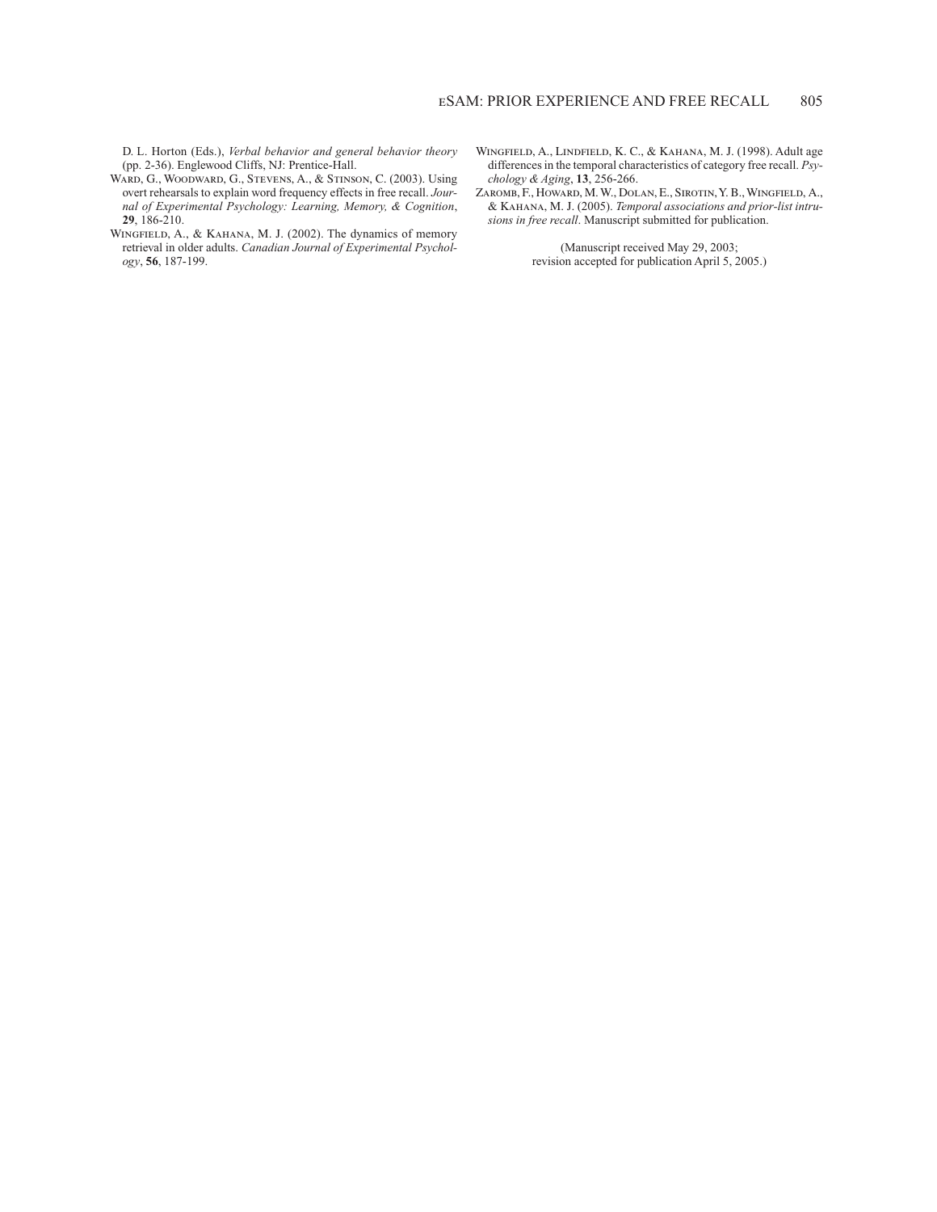D. L. Horton (Eds.), *Verbal behavior and general behavior theory* (pp. 2-36). Englewood Cliffs, NJ: Prentice-Hall.

Ward, G., Woodward, G., Stevens, A., & Stinson, C. (2003). Using overt rehearsals to explain word frequency effects in free recall. *Journal of Experimental Psychology: Learning, Memory, & Cognition*, **29**, 186-210.

Wingfield, A., & Kahana, M. J. (2002). The dynamics of memory retrieval in older adults. *Canadian Journal of Experimental Psychology*, **56**, 187-199.

Wingfield, A., Lindfield, K. C., & Kahana, M. J. (1998). Adult age differences in the temporal characteristics of category free recall. *Psychology & Aging*, **13**, 256-266.

Zaromb, F., Howard, M. W., Dolan, E., Sirotin, Y. B., Wingfield, A., & Kahana, M. J. (2005). *Temporal associations and prior-list intrusions in free recall*. Manuscript submitted for publication.

(Manuscript received May 29, 2003;
revision accepted for publication April 5, 2005.)